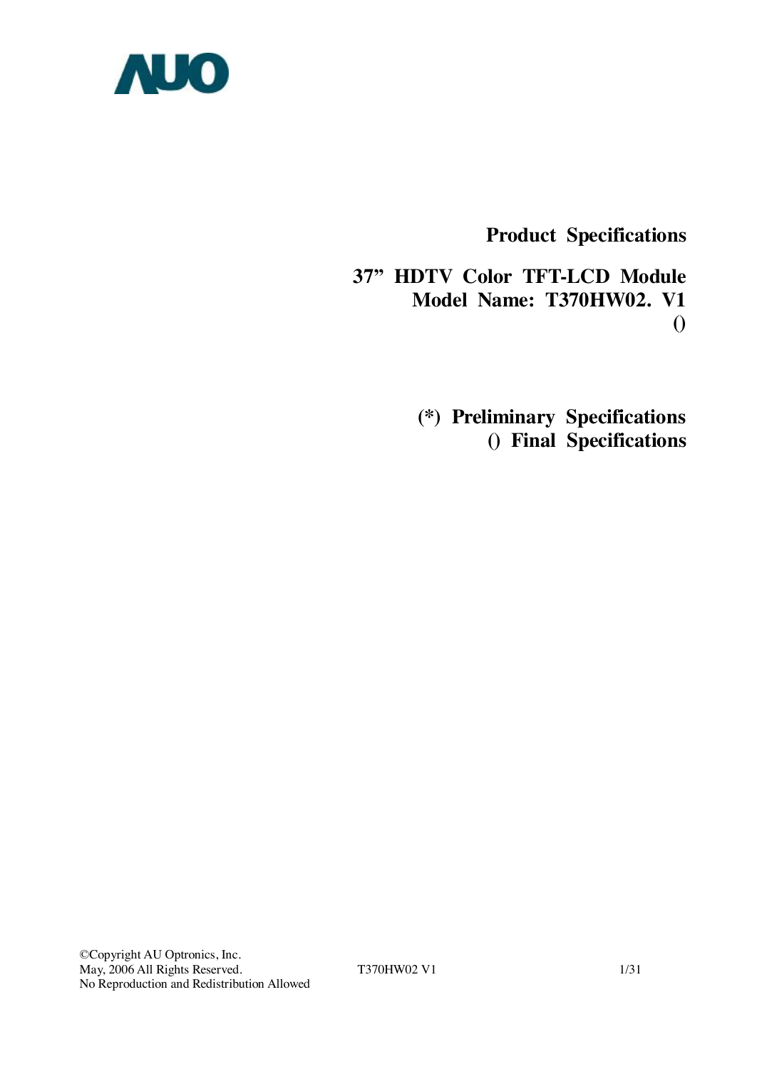AUO

# Product Specifications

## 37” HDTV Color TFT-LCD Module
## Model Name: T370HW02. V1
()

(*) Preliminary Specifications
() Final Specifications

©Copyright AU Optronics, Inc.
May, 2006 All Rights Reserved.
No Reproduction and Redistribution Allowed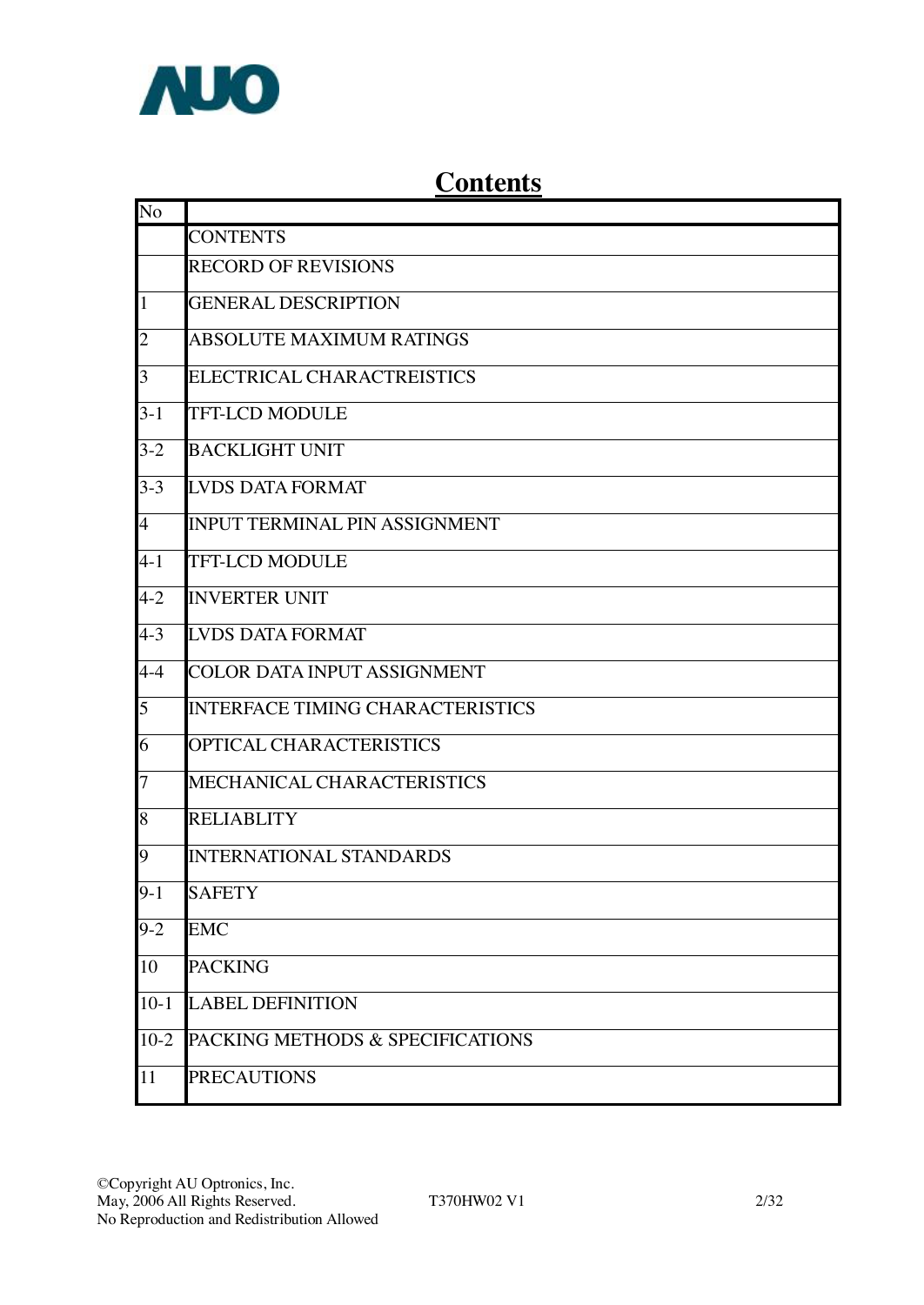# Contents

| No |  |
|---|---|
|  | CONTENTS |
|  | RECORD OF REVISIONS |
| 1 | GENERAL DESCRIPTION |
| 2 | ABSOLUTE MAXIMUM RATINGS |
| 3 | ELECTRICAL CHARACTREISTICS |
| 3-1 | TFT-LCD MODULE |
| 3-2 | BACKLIGHT UNIT |
| 3-3 | LVDS DATA FORMAT |
| 4 | INPUT TERMINAL PIN ASSIGNMENT |
| 4-1 | TFT-LCD MODULE |
| 4-2 | INVERTER UNIT |
| 4-3 | LVDS DATA FORMAT |
| 4-4 | COLOR DATA INPUT ASSIGNMENT |
| 5 | INTERFACE TIMING CHARACTERISTICS |
| 6 | OPTICAL CHARACTERISTICS |
| 7 | MECHANICAL CHARACTERISTICS |
| 8 | RELIABLITY |
| 9 | INTERNATIONAL STANDARDS |
| 9-1 | SAFETY |
| 9-2 | EMC |
| 10 | PACKING |
| 10-1 | LABEL DEFINITION |
| 10-2 | PACKING METHODS & SPECIFICATIONS |
| 11 | PRECAUTIONS |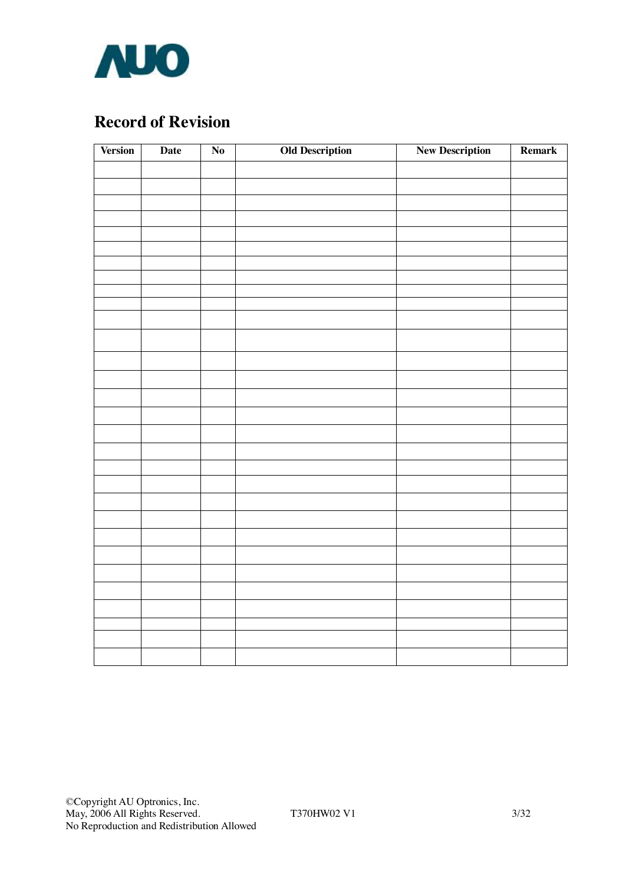## Record of Revision

| Version | Date | No | Old Description | New Description | Remark |
|---|---|---|---|---|---|
| | | | | | |
| | | | | | |
| | | | | | |
| | | | | | |
| | | | | | |
| | | | | | |
| | | | | | |
| | | | | | |
| | | | | | |
| | | | | | |
| | | | | | |
| | | | | | |
| | | | | | |
| | | | | | |
| | | | | | |
| | | | | | |
| | | | | | |
| | | | | | |
| | | | | | |
| | | | | | |
| | | | | | |
| | | | | | |
| | | | | | |
| | | | | | |
| | | | | | |
| | | | | | |
| | | | | | |
| | | | | | |
| | | | | | |
| | | | | | |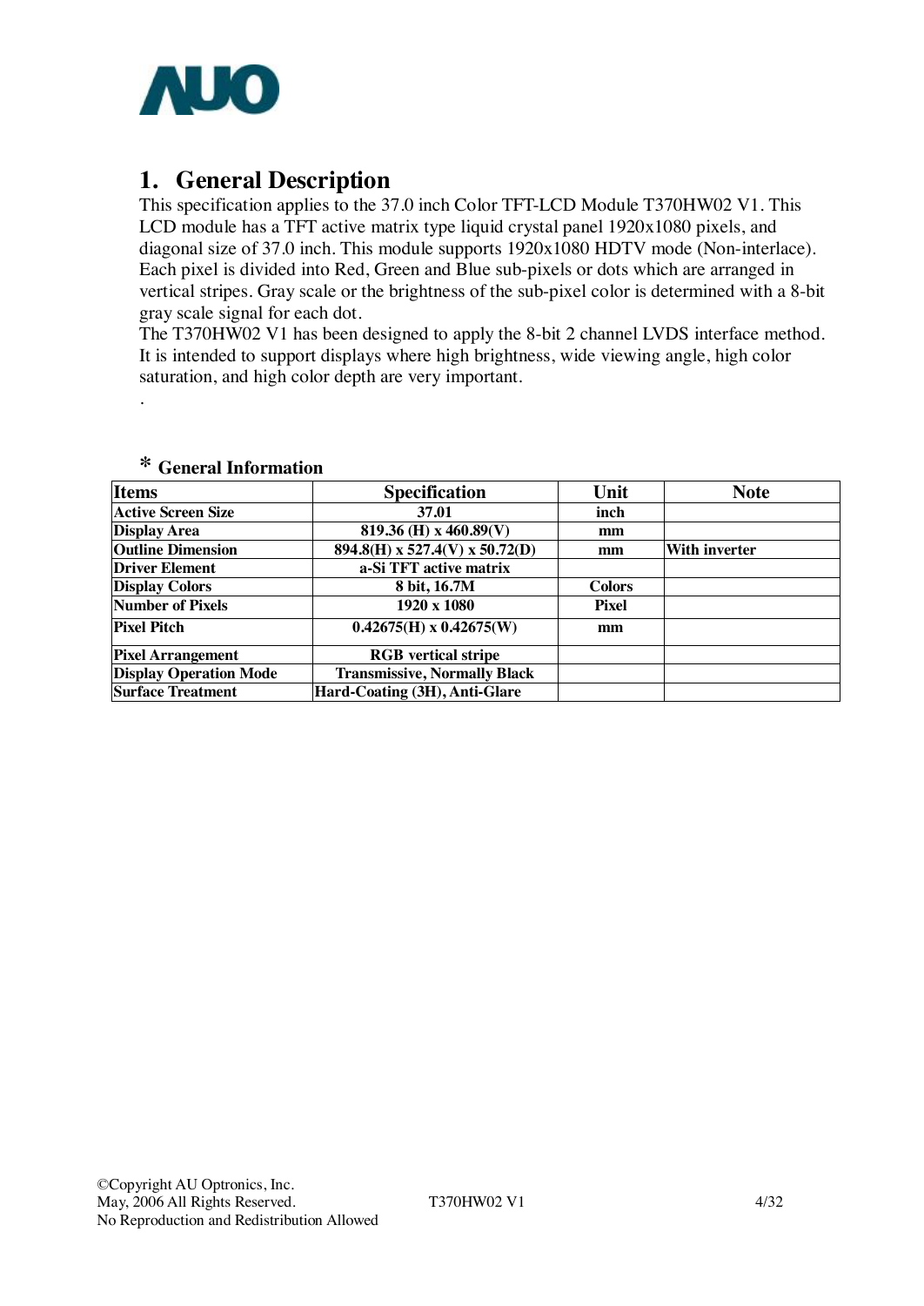# 1. General Description

This specification applies to the 37.0 inch Color TFT-LCD Module T370HW02 V1. This LCD module has a TFT active matrix type liquid crystal panel 1920x1080 pixels, and diagonal size of 37.0 inch. This module supports 1920x1080 HDTV mode (Non-interlace). Each pixel is divided into Red, Green and Blue sub-pixels or dots which are arranged in vertical stripes. Gray scale or the brightness of the sub-pixel color is determined with a 8-bit gray scale signal for each dot.

The T370HW02 V1 has been designed to apply the 8-bit 2 channel LVDS interface method. It is intended to support displays where high brightness, wide viewing angle, high color saturation, and high color depth are very important.

.

## * General Information

| Items | Specification | Unit | Note |
|---|---|---|---|
| Active Screen Size | 37.01 | inch | |
| Display Area | 819.36 (H) x 460.89(V) | mm | |
| Outline Dimension | 894.8(H) x 527.4(V) x 50.72(D) | mm | With inverter |
| Driver Element | a-Si TFT active matrix | | |
| Display Colors | 8 bit, 16.7M | Colors | |
| Number of Pixels | 1920 x 1080 | Pixel | |
| Pixel Pitch | 0.42675(H) x 0.42675(W) | mm | |
| Pixel Arrangement | RGB vertical stripe | | |
| Display Operation Mode | Transmissive, Normally Black | | |
| Surface Treatment | Hard-Coating (3H), Anti-Glare | | |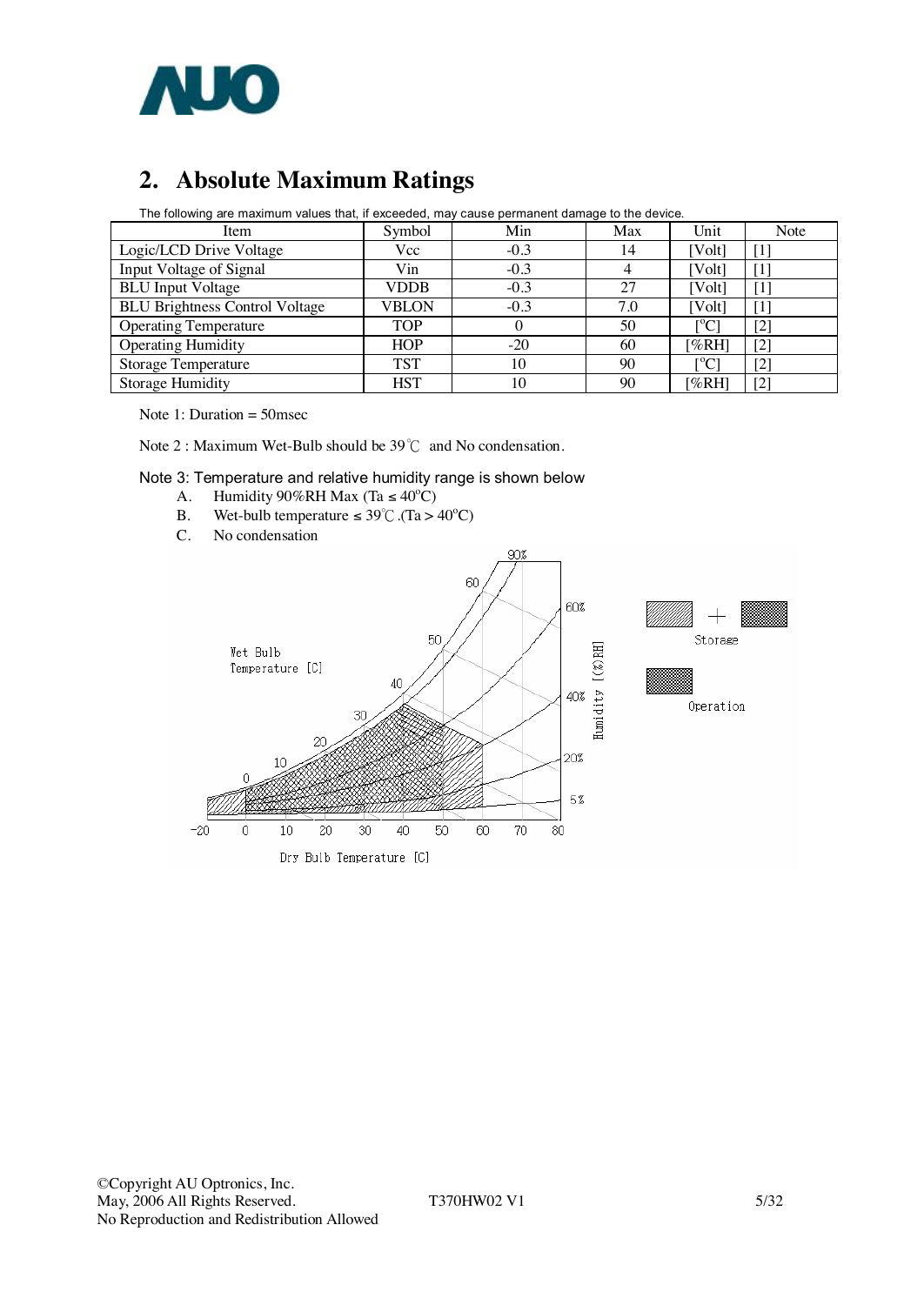## 2. Absolute Maximum Ratings

The following are maximum values that, if exceeded, may cause permanent damage to the device.

| Item | Symbol | Min | Max | Unit | Note |
|---|---|---|---|---|---|
| Logic/LCD Drive Voltage | Vcc | -0.3 | 14 | [Volt] | [1] |
| Input Voltage of Signal | Vin | -0.3 | 4 | [Volt] | [1] |
| BLU Input Voltage | VDDB | -0.3 | 27 | [Volt] | [1] |
| BLU Brightness Control Voltage | VBLON | -0.3 | 7.0 | [Volt] | [1] |
| Operating Temperature | TOP | 0 | 50 | [°C] | [2] |
| Operating Humidity | HOP | -20 | 60 | [%RH] | [2] |
| Storage Temperature | TST | 10 | 90 | [°C] | [2] |
| Storage Humidity | HST | 10 | 90 | [%RH] | [2] |

Note 1: Duration = 50msec

Note 2 : Maximum Wet-Bulb should be 39℃ and No condensation.

Note 3: Temperature and relative humidity range is shown below

A. Humidity 90%RH Max (Ta ≤ 40°C)

B. Wet-bulb temperature ≤ 39℃ .(Ta > 40°C)

C. No condensation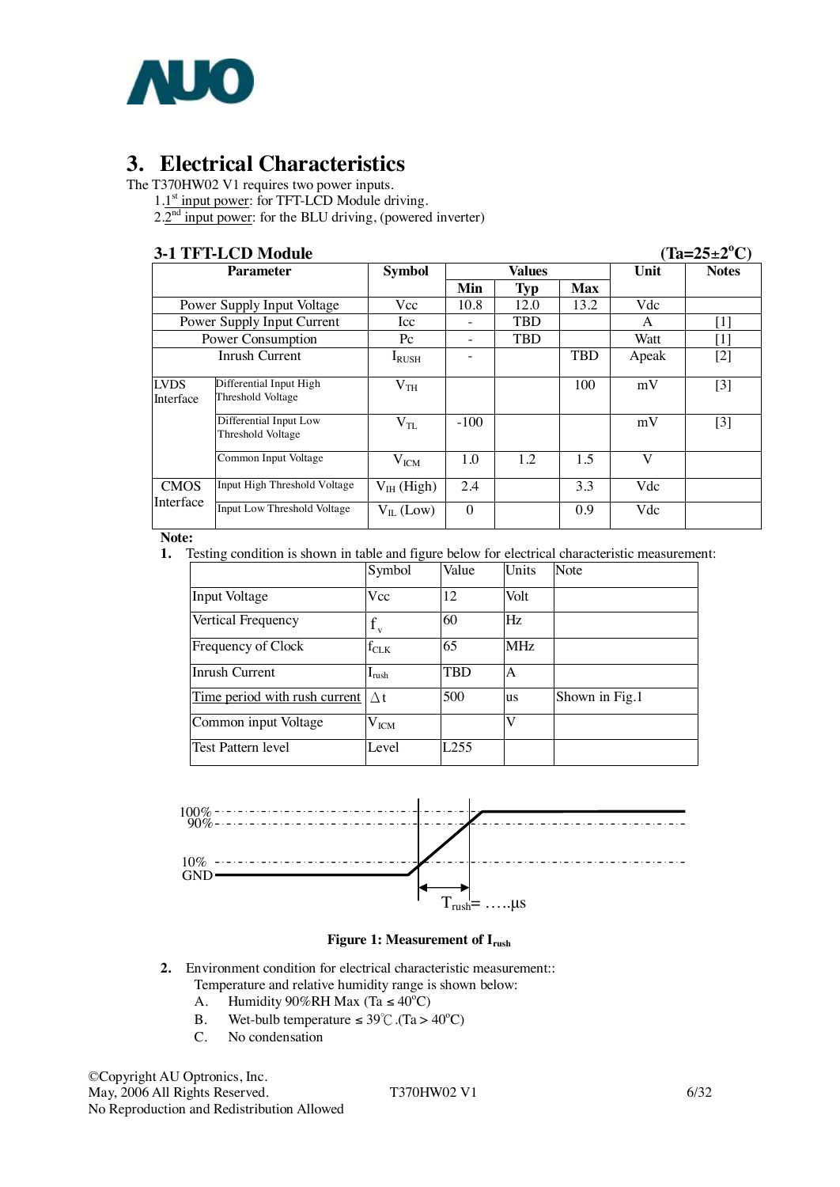# 3. Electrical Characteristics

The T370HW02 V1 requires two power inputs.

1. 1[st] input power: for TFT-LCD Module driving.
2. 2[nd] input power: for the BLU driving, (powered inverter)

### 3-1 TFT-LCD Module (Ta=25±2°C)

| Parameter | | Symbol | Values | | | Unit | Notes |
|---|---|---|---|---|---|---|---|
| | | | Min | Typ | Max | | |
| Power Supply Input Voltage | | Vcc | 10.8 | 12.0 | 13.2 | Vdc | |
| Power Supply Input Current | | Icc | - | TBD | | A | [1] |
| Power Consumption | | Pc | - | TBD | | Watt | [1] |
| Inrush Current | | $I_{RUSH}$ | - | | TBD | Apeak | [2] |
| LVDS Interface | Differential Input High Threshold Voltage | $V_{TH}$ | | | 100 | mV | [3] |
| | Differential Input Low Threshold Voltage | $V_{TL}$ | -100 | | | mV | [3] |
| | Common Input Voltage | $V_{ICM}$ | 1.0 | 1.2 | 1.5 | V | |
| CMOS Interface | Input High Threshold Voltage | $V_{IH}$ (High) | 2.4 | | 3.3 | Vdc | |
| | Input Low Threshold Voltage | $V_{IL}$ (Low) | 0 | | 0.9 | Vdc | |

**Note:**

**1.** Testing condition is shown in table and figure below for electrical characteristic measurement:

| | Symbol | Value | Units | Note |
|---|---|---|---|---|
| Input Voltage | Vcc | 12 | Volt | |
| Vertical Frequency | $f_v$ | 60 | Hz | |
| Frequency of Clock | $f_{CLK}$ | 65 | MHz | |
| Inrush Current | $I_{rush}$ | TBD | A | |
| Time period with rush current | $\Delta t$ | 500 | us | Shown in Fig.1 |
| Common input Voltage | $V_{ICM}$ | | V | |
| Test Pattern level | Level | L255 | | |

100%
90%
10%
GND
$T_{rush}$= …..μs

**Figure 1: Measurement of $I_{rush}$**

**2.** Environment condition for electrical characteristic measurement::
Temperature and relative humidity range is shown below:

A. Humidity 90%RH Max (Ta ≤ 40°C)
B. Wet-bulb temperature ≤ 39℃ .(Ta > 40°C)
C. No condensation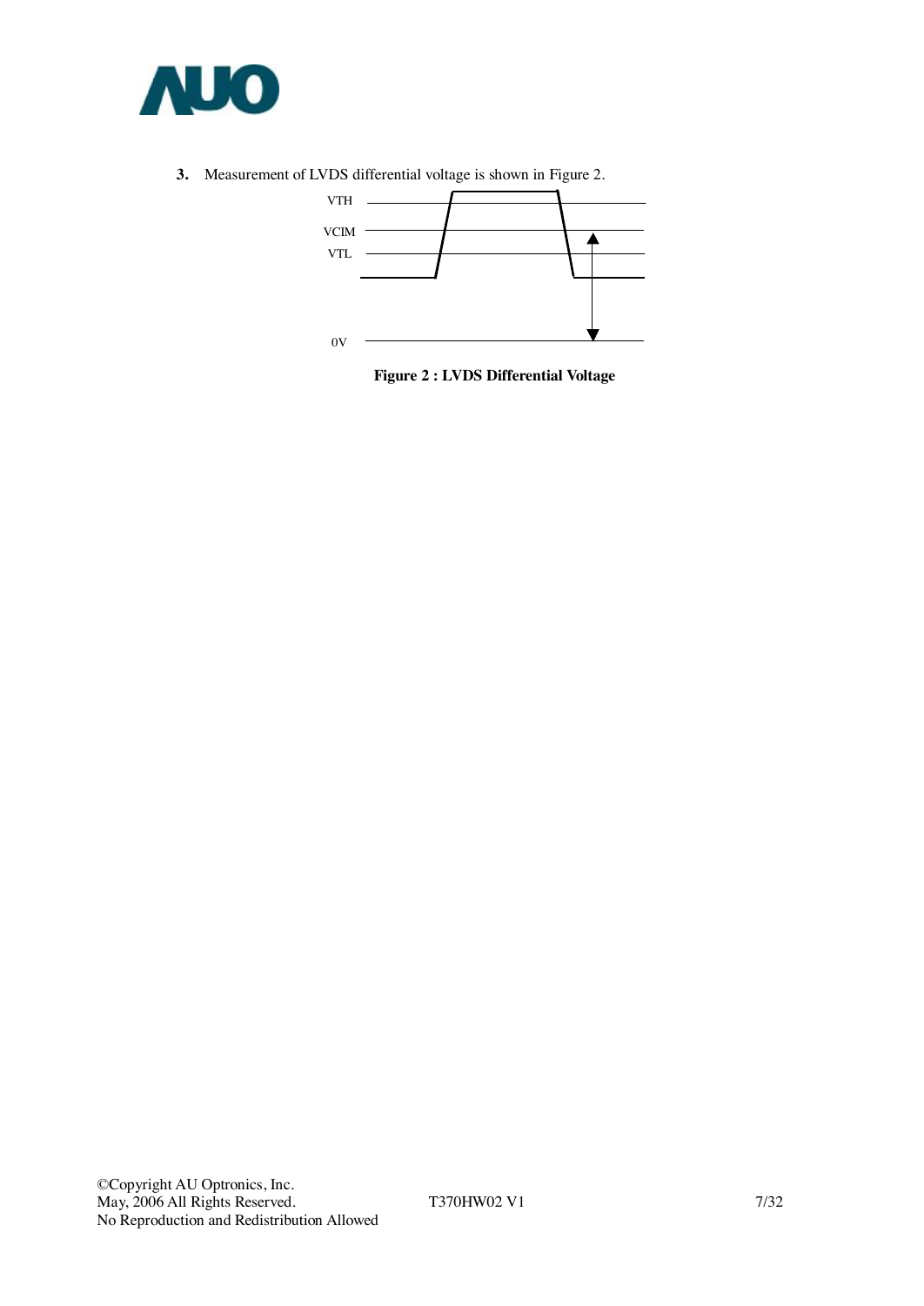**3.** Measurement of LVDS differential voltage is shown in Figure 2.

**Figure 2 : LVDS Differential Voltage**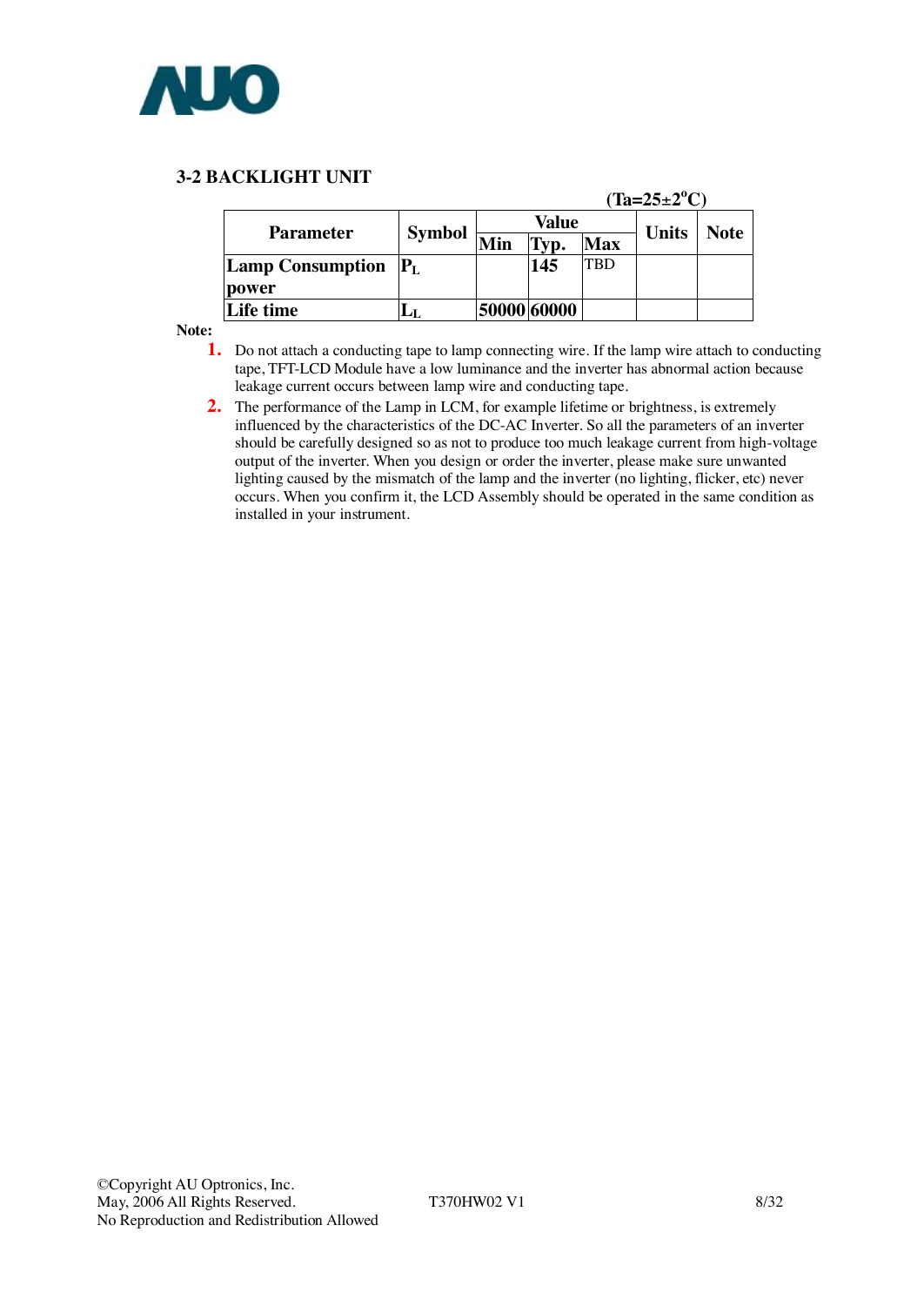## 3-2 BACKLIGHT UNIT

(Ta=25±2°C)

| Parameter | Symbol | Value | | | Units | Note |
|---|---|---|---|---|---|---|
| | | Min | Typ. | Max | | |
| Lamp Consumption power | $P_L$ | | 145 | TBD | | |
| Life time | $L_L$ | 50000 | 60000 | | | |

**Note:**

1. Do not attach a conducting tape to lamp connecting wire. If the lamp wire attach to conducting tape, TFT-LCD Module have a low luminance and the inverter has abnormal action because leakage current occurs between lamp wire and conducting tape.
2. The performance of the Lamp in LCM, for example lifetime or brightness, is extremely influenced by the characteristics of the DC-AC Inverter. So all the parameters of an inverter should be carefully designed so as not to produce too much leakage current from high-voltage output of the inverter. When you design or order the inverter, please make sure unwanted lighting caused by the mismatch of the lamp and the inverter (no lighting, flicker, etc) never occurs. When you confirm it, the LCD Assembly should be operated in the same condition as installed in your instrument.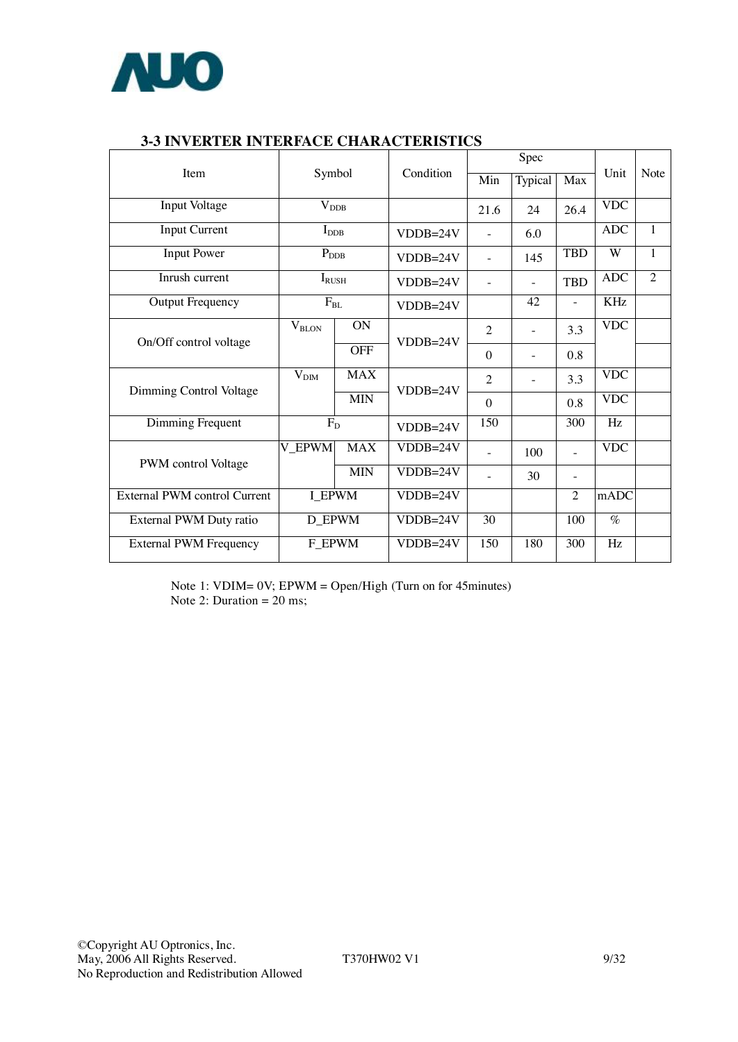### 3-3 INVERTER INTERFACE CHARACTERISTICS

| Item | Symbol | | Condition | Spec | | | Unit | Note |
|---|---|---|---|---|---|---|---|---|
| | | | | Min | Typical | Max | | |
| Input Voltage | $V_{DDB}$ | | | 21.6 | 24 | 26.4 | VDC | |
| Input Current | $I_{DDB}$ | | VDDB=24V | - | 6.0 | | ADC | 1 |
| Input Power | $P_{DDB}$ | | VDDB=24V | - | 145 | TBD | W | 1 |
| Inrush current | $I_{RUSH}$ | | VDDB=24V | - | - | TBD | ADC | 2 |
| Output Frequency | $F_{BL}$ | | VDDB=24V | | 42 | - | KHz | |
| On/Off control voltage | $V_{BLON}$ | ON | VDDB=24V | 2 | - | 3.3 | VDC | |
| | | OFF | | 0 | - | 0.8 | | |
| Dimming Control Voltage | $V_{DIM}$ | MAX | VDDB=24V | 2 | - | 3.3 | VDC | |
| | | MIN | | 0 | | 0.8 | VDC | |
| Dimming Frequent | $F_D$ | | VDDB=24V | 150 | | 300 | Hz | |
| PWM control Voltage | V_EPWM | MAX | VDDB=24V | - | 100 | - | VDC | |
| | | MIN | VDDB=24V | - | 30 | - | | |
| External PWM control Current | I_EPWM | | VDDB=24V | | | 2 | mADC | |
| External PWM Duty ratio | D_EPWM | | VDDB=24V | 30 | | 100 | % | |
| External PWM Frequency | F_EPWM | | VDDB=24V | 150 | 180 | 300 | Hz | |

Note 1: VDIM= 0V; EPWM = Open/High (Turn on for 45minutes)
Note 2: Duration = 20 ms;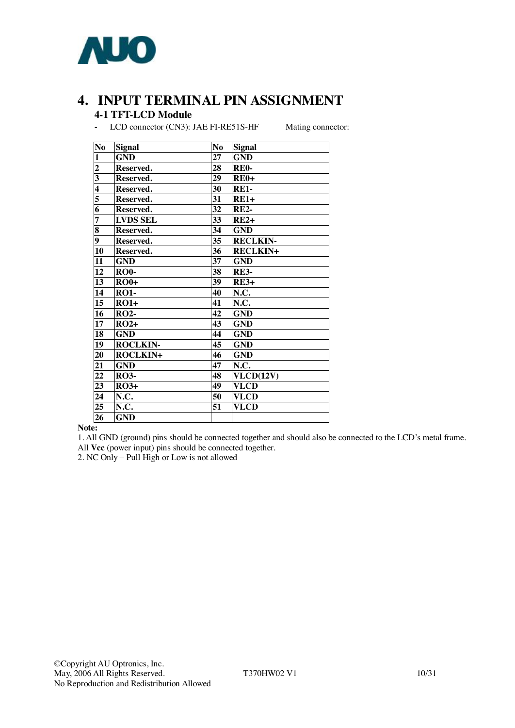# 4. INPUT TERMINAL PIN ASSIGNMENT

## 4-1 TFT-LCD Module

- LCD connector (CN3): JAE FI-RE51S-HF          Mating connector:

| No | Signal | No | Signal |
|---|---|---|---|
| 1 | GND | 27 | GND |
| 2 | Reserved. | 28 | RE0- |
| 3 | Reserved. | 29 | RE0+ |
| 4 | Reserved. | 30 | RE1- |
| 5 | Reserved. | 31 | RE1+ |
| 6 | Reserved. | 32 | RE2- |
| 7 | LVDS SEL | 33 | RE2+ |
| 8 | Reserved. | 34 | GND |
| 9 | Reserved. | 35 | RECLKIN- |
| 10 | Reserved. | 36 | RECLKIN+ |
| 11 | GND | 37 | GND |
| 12 | RO0- | 38 | RE3- |
| 13 | RO0+ | 39 | RE3+ |
| 14 | RO1- | 40 | N.C. |
| 15 | RO1+ | 41 | N.C. |
| 16 | RO2- | 42 | GND |
| 17 | RO2+ | 43 | GND |
| 18 | GND | 44 | GND |
| 19 | ROCLKIN- | 45 | GND |
| 20 | ROCLKIN+ | 46 | GND |
| 21 | GND | 47 | N.C. |
| 22 | RO3- | 48 | VLCD(12V) |
| 23 | RO3+ | 49 | VLCD |
| 24 | N.C. | 50 | VLCD |
| 25 | N.C. | 51 | VLCD |
| 26 | GND | | |

**Note:**

1. All GND (ground) pins should be connected together and should also be connected to the LCD's metal frame. All **Vcc** (power input) pins should be connected together.
2. NC Only – Pull High or Low is not allowed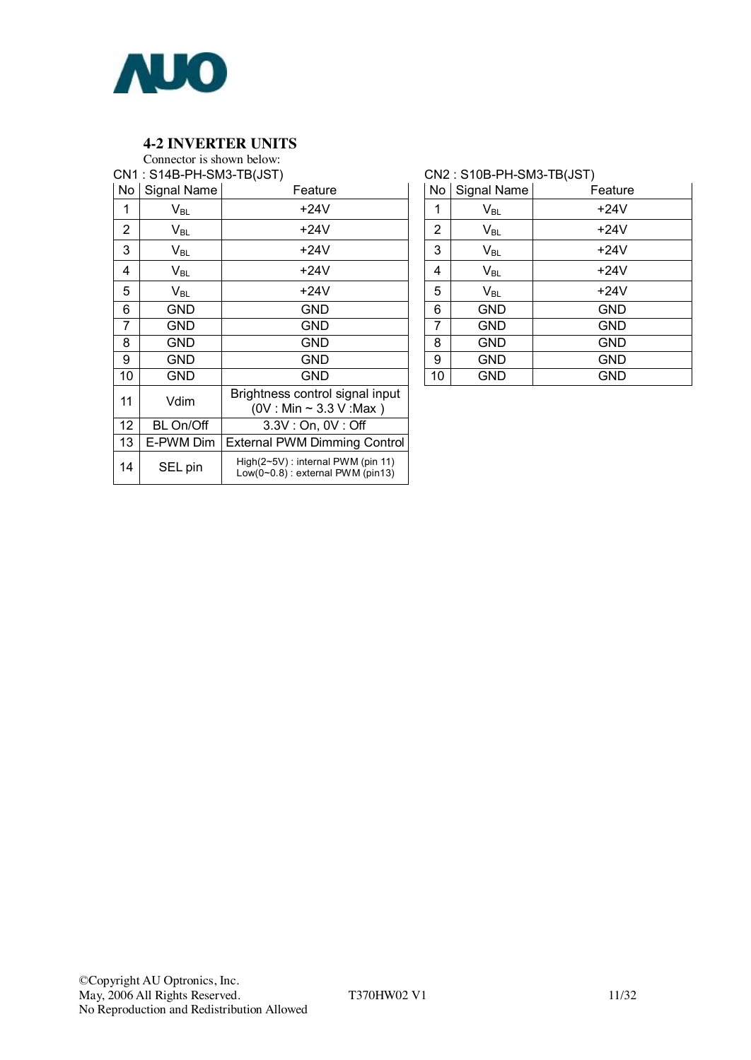## 4-2 INVERTER UNITS

Connector is shown below:

CN1 : S14B-PH-SM3-TB(JST)

| No | Signal Name | Feature |
|---|---|---|
| 1 | $V_{BL}$ | +24V |
| 2 | $V_{BL}$ | +24V |
| 3 | $V_{BL}$ | +24V |
| 4 | $V_{BL}$ | +24V |
| 5 | $V_{BL}$ | +24V |
| 6 | GND | GND |
| 7 | GND | GND |
| 8 | GND | GND |
| 9 | GND | GND |
| 10 | GND | GND |
| 11 | Vdim | Brightness control signal input (0V : Min ~ 3.3 V :Max ) |
| 12 | BL On/Off | 3.3V : On, 0V : Off |
| 13 | E-PWM Dim | External PWM Dimming Control |
| 14 | SEL pin | High(2~5V) : internal PWM (pin 11) Low(0~0.8) : external PWM (pin13) |

CN2 : S10B-PH-SM3-TB(JST)

| No | Signal Name | Feature |
|---|---|---|
| 1 | $V_{BL}$ | +24V |
| 2 | $V_{BL}$ | +24V |
| 3 | $V_{BL}$ | +24V |
| 4 | $V_{BL}$ | +24V |
| 5 | $V_{BL}$ | +24V |
| 6 | GND | GND |
| 7 | GND | GND |
| 8 | GND | GND |
| 9 | GND | GND |
| 10 | GND | GND |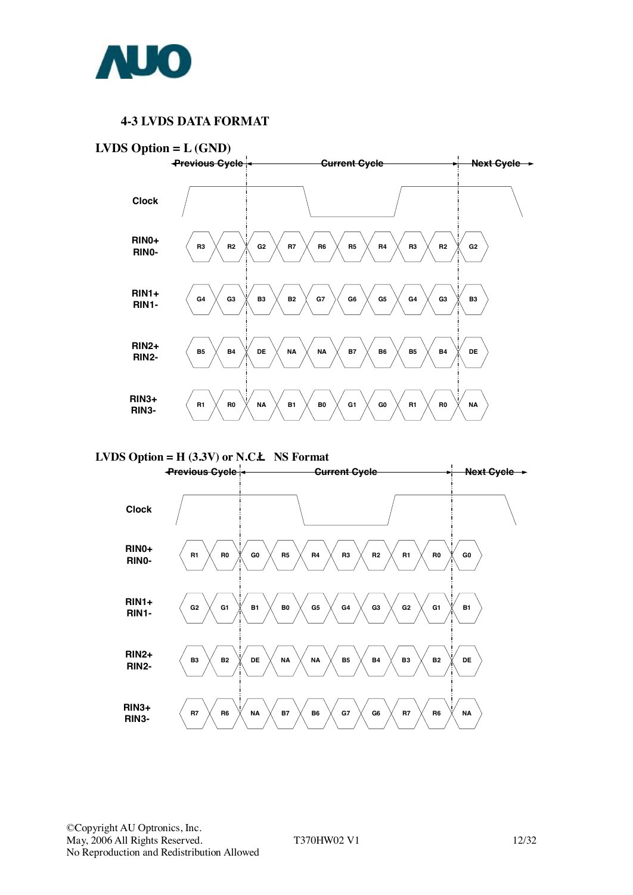## 4-3 LVDS DATA FORMAT

**LVDS Option = L (GND)**

| | Previous Cycle | | Current Cycle | | | | | | | Next Cycle |
|---|---|---|---|---|---|---|---|---|---|---|
| Clock | | | | | | | | | | |
| RIN0+ RIN0- | R3 | R2 | G2 | R7 | R6 | R5 | R4 | R3 | R2 | G2 |
| RIN1+ RIN1- | G4 | G3 | B3 | B2 | G7 | G6 | G5 | G4 | G3 | B3 |
| RIN2+ RIN2- | B5 | B4 | DE | NA | NA | B7 | B6 | B5 | B4 | DE |
| RIN3+ RIN3- | R1 | R0 | NA | B1 | B0 | G1 | G0 | R1 | R0 | NA |

**LVDS Option = H (3.3V) or N.C.  NS Format**

| | Previous Cycle | | Current Cycle | | | | | | | Next Cycle |
|---|---|---|---|---|---|---|---|---|---|---|
| Clock | | | | | | | | | | |
| RIN0+ RIN0- | R1 | R0 | G0 | R5 | R4 | R3 | R2 | R1 | R0 | G0 |
| RIN1+ RIN1- | G2 | G1 | B1 | B0 | G5 | G4 | G3 | G2 | G1 | B1 |
| RIN2+ RIN2- | B3 | B2 | DE | NA | NA | B5 | B4 | B3 | B2 | DE |
| RIN3+ RIN3- | R7 | R6 | NA | B7 | B6 | G7 | G6 | R7 | R6 | NA |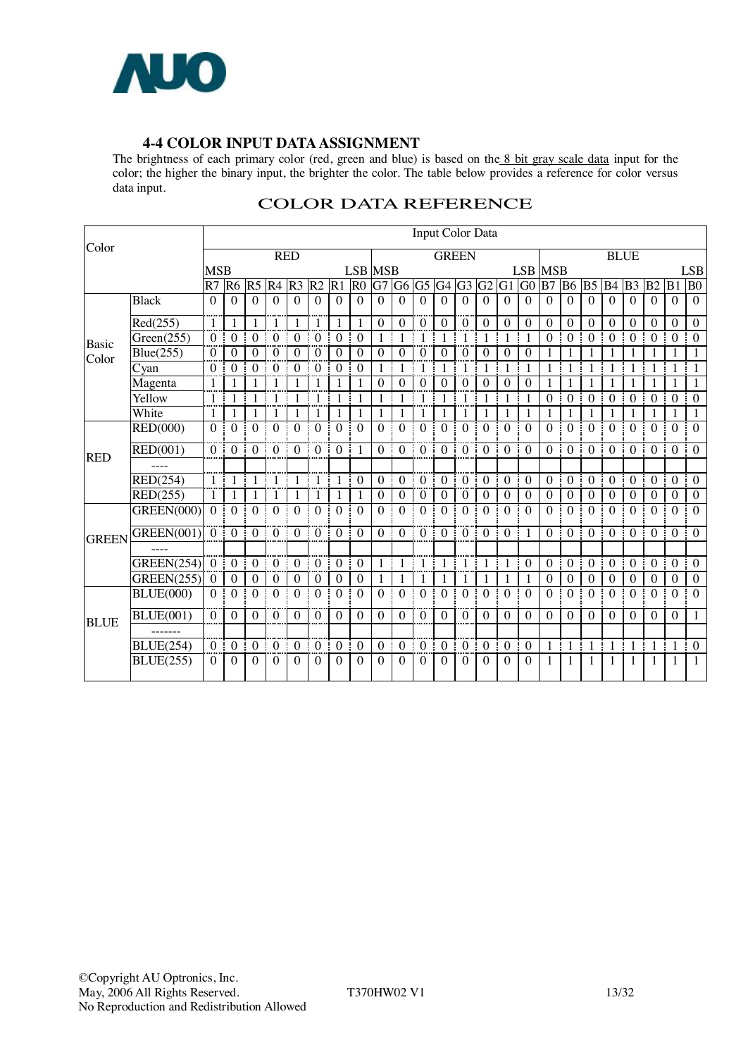## 4-4 COLOR INPUT DATA ASSIGNMENT

The brightness of each primary color (red, green and blue) is based on the 8 bit gray scale data input for the color; the higher the binary input, the brighter the color. The table below provides a reference for color versus data input.

### COLOR DATA REFERENCE

| Color | | Input Color Data | | | | | | | | | | | | | | | | | | | | | | | |
|---|---|---|---|---|---|---|---|---|---|---|---|---|---|---|---|---|---|---|---|---|---|---|---|---|---|
| | | RED | | | | | | | | GREEN | | | | | | | | BLUE | | | | | | | |
| | | MSB | | | | | | | LSB | MSB | | | | | | | LSB | MSB | | | | | | | LSB |
| | | R7 | R6 | R5 | R4 | R3 | R2 | R1 | R0 | G7 | G6 | G5 | G4 | G3 | G2 | G1 | G0 | B7 | B6 | B5 | B4 | B3 | B2 | B1 | B0 |
| Basic Color | Black | 0 | 0 | 0 | 0 | 0 | 0 | 0 | 0 | 0 | 0 | 0 | 0 | 0 | 0 | 0 | 0 | 0 | 0 | 0 | 0 | 0 | 0 | 0 | 0 |
| | Red(255) | 1 | 1 | 1 | 1 | 1 | 1 | 1 | 1 | 0 | 0 | 0 | 0 | 0 | 0 | 0 | 0 | 0 | 0 | 0 | 0 | 0 | 0 | 0 | 0 |
| | Green(255) | 0 | 0 | 0 | 0 | 0 | 0 | 0 | 0 | 1 | 1 | 1 | 1 | 1 | 1 | 1 | 1 | 0 | 0 | 0 | 0 | 0 | 0 | 0 | 0 |
| | Blue(255) | 0 | 0 | 0 | 0 | 0 | 0 | 0 | 0 | 0 | 0 | 0 | 0 | 0 | 0 | 0 | 0 | 1 | 1 | 1 | 1 | 1 | 1 | 1 | 1 |
| | Cyan | 0 | 0 | 0 | 0 | 0 | 0 | 0 | 0 | 1 | 1 | 1 | 1 | 1 | 1 | 1 | 1 | 1 | 1 | 1 | 1 | 1 | 1 | 1 | 1 |
| | Magenta | 1 | 1 | 1 | 1 | 1 | 1 | 1 | 1 | 0 | 0 | 0 | 0 | 0 | 0 | 0 | 0 | 1 | 1 | 1 | 1 | 1 | 1 | 1 | 1 |
| | Yellow | 1 | 1 | 1 | 1 | 1 | 1 | 1 | 1 | 1 | 1 | 1 | 1 | 1 | 1 | 1 | 1 | 0 | 0 | 0 | 0 | 0 | 0 | 0 | 0 |
| | White | 1 | 1 | 1 | 1 | 1 | 1 | 1 | 1 | 1 | 1 | 1 | 1 | 1 | 1 | 1 | 1 | 1 | 1 | 1 | 1 | 1 | 1 | 1 | 1 |
| RED | RED(000) | 0 | 0 | 0 | 0 | 0 | 0 | 0 | 0 | 0 | 0 | 0 | 0 | 0 | 0 | 0 | 0 | 0 | 0 | 0 | 0 | 0 | 0 | 0 | 0 |
| | RED(001) | 0 | 0 | 0 | 0 | 0 | 0 | 0 | 1 | 0 | 0 | 0 | 0 | 0 | 0 | 0 | 0 | 0 | 0 | 0 | 0 | 0 | 0 | 0 | 0 |
| | ---- | | | | | | | | | | | | | | | | | | | | | | | | |
| | RED(254) | 1 | 1 | 1 | 1 | 1 | 1 | 1 | 0 | 0 | 0 | 0 | 0 | 0 | 0 | 0 | 0 | 0 | 0 | 0 | 0 | 0 | 0 | 0 | 0 |
| | RED(255) | 1 | 1 | 1 | 1 | 1 | 1 | 1 | 1 | 0 | 0 | 0 | 0 | 0 | 0 | 0 | 0 | 0 | 0 | 0 | 0 | 0 | 0 | 0 | 0 |
| GREEN | GREEN(000) | 0 | 0 | 0 | 0 | 0 | 0 | 0 | 0 | 0 | 0 | 0 | 0 | 0 | 0 | 0 | 0 | 0 | 0 | 0 | 0 | 0 | 0 | 0 | 0 |
| | GREEN(001) | 0 | 0 | 0 | 0 | 0 | 0 | 0 | 0 | 0 | 0 | 0 | 0 | 0 | 0 | 0 | 1 | 0 | 0 | 0 | 0 | 0 | 0 | 0 | 0 |
| | ---- | | | | | | | | | | | | | | | | | | | | | | | | |
| | GREEN(254) | 0 | 0 | 0 | 0 | 0 | 0 | 0 | 0 | 1 | 1 | 1 | 1 | 1 | 1 | 1 | 0 | 0 | 0 | 0 | 0 | 0 | 0 | 0 | 0 |
| | GREEN(255) | 0 | 0 | 0 | 0 | 0 | 0 | 0 | 0 | 1 | 1 | 1 | 1 | 1 | 1 | 1 | 1 | 0 | 0 | 0 | 0 | 0 | 0 | 0 | 0 |
| BLUE | BLUE(000) | 0 | 0 | 0 | 0 | 0 | 0 | 0 | 0 | 0 | 0 | 0 | 0 | 0 | 0 | 0 | 0 | 0 | 0 | 0 | 0 | 0 | 0 | 0 | 0 |
| | BLUE(001) | 0 | 0 | 0 | 0 | 0 | 0 | 0 | 0 | 0 | 0 | 0 | 0 | 0 | 0 | 0 | 0 | 0 | 0 | 0 | 0 | 0 | 0 | 0 | 1 |
| | ------- | | | | | | | | | | | | | | | | | | | | | | | | |
| | BLUE(254) | 0 | 0 | 0 | 0 | 0 | 0 | 0 | 0 | 0 | 0 | 0 | 0 | 0 | 0 | 0 | 0 | 1 | 1 | 1 | 1 | 1 | 1 | 1 | 0 |
| | BLUE(255) | 0 | 0 | 0 | 0 | 0 | 0 | 0 | 0 | 0 | 0 | 0 | 0 | 0 | 0 | 0 | 0 | 1 | 1 | 1 | 1 | 1 | 1 | 1 | 1 |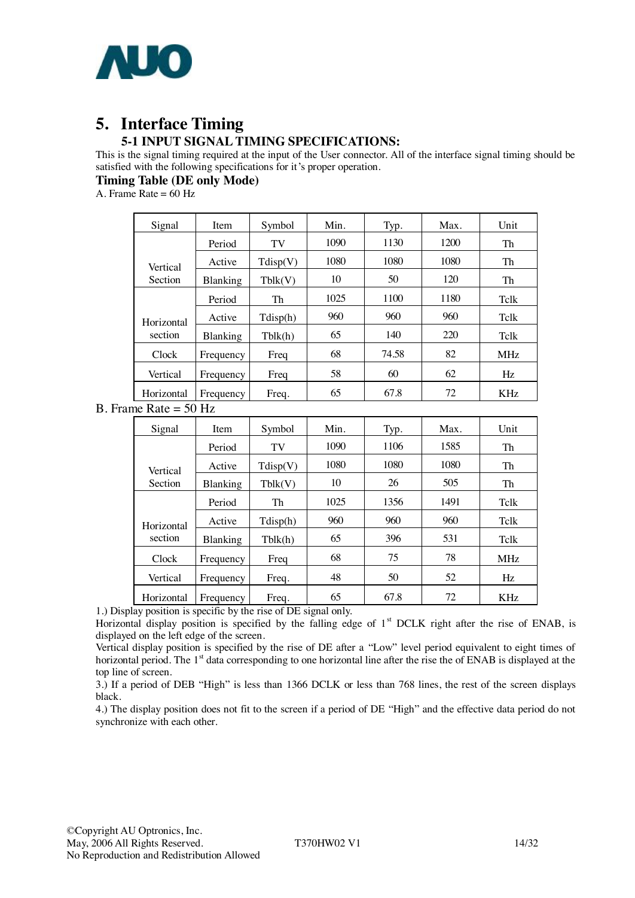# 5. Interface Timing

## 5-1 INPUT SIGNAL TIMING SPECIFICATIONS:

This is the signal timing required at the input of the User connector. All of the interface signal timing should be satisfied with the following specifications for it's proper operation.

### Timing Table (DE only Mode)

A. Frame Rate = 60 Hz

| Signal | Item | Symbol | Min. | Typ. | Max. | Unit |
|---|---|---|---|---|---|---|
| Vertical Section | Period | TV | 1090 | 1130 | 1200 | Th |
| | Active | Tdisp(V) | 1080 | 1080 | 1080 | Th |
| | Blanking | Tblk(V) | 10 | 50 | 120 | Th |
| Horizontal section | Period | Th | 1025 | 1100 | 1180 | Tclk |
| | Active | Tdisp(h) | 960 | 960 | 960 | Tclk |
| | Blanking | Tblk(h) | 65 | 140 | 220 | Tclk |
| Clock | Frequency | Freq | 68 | 74.58 | 82 | MHz |
| Vertical | Frequency | Freq | 58 | 60 | 62 | Hz |
| Horizontal | Frequency | Freq. | 65 | 67.8 | 72 | KHz |

B. Frame Rate = 50 Hz

| Signal | Item | Symbol | Min. | Typ. | Max. | Unit |
|---|---|---|---|---|---|---|
| Vertical Section | Period | TV | 1090 | 1106 | 1585 | Th |
| | Active | Tdisp(V) | 1080 | 1080 | 1080 | Th |
| | Blanking | Tblk(V) | 10 | 26 | 505 | Th |
| Horizontal section | Period | Th | 1025 | 1356 | 1491 | Tclk |
| | Active | Tdisp(h) | 960 | 960 | 960 | Tclk |
| | Blanking | Tblk(h) | 65 | 396 | 531 | Tclk |
| Clock | Frequency | Freq | 68 | 75 | 78 | MHz |
| Vertical | Frequency | Freq. | 48 | 50 | 52 | Hz |
| Horizontal | Frequency | Freq. | 65 | 67.8 | 72 | KHz |

1.) Display position is specific by the rise of DE signal only.
Horizontal display position is specified by the falling edge of 1st DCLK right after the rise of ENAB, is displayed on the left edge of the screen.
Vertical display position is specified by the rise of DE after a "Low" level period equivalent to eight times of horizontal period. The 1st data corresponding to one horizontal line after the rise the of ENAB is displayed at the top line of screen.

3.) If a period of DEB "High" is less than 1366 DCLK or less than 768 lines, the rest of the screen displays black.

4.) The display position does not fit to the screen if a period of DE "High" and the effective data period do not synchronize with each other.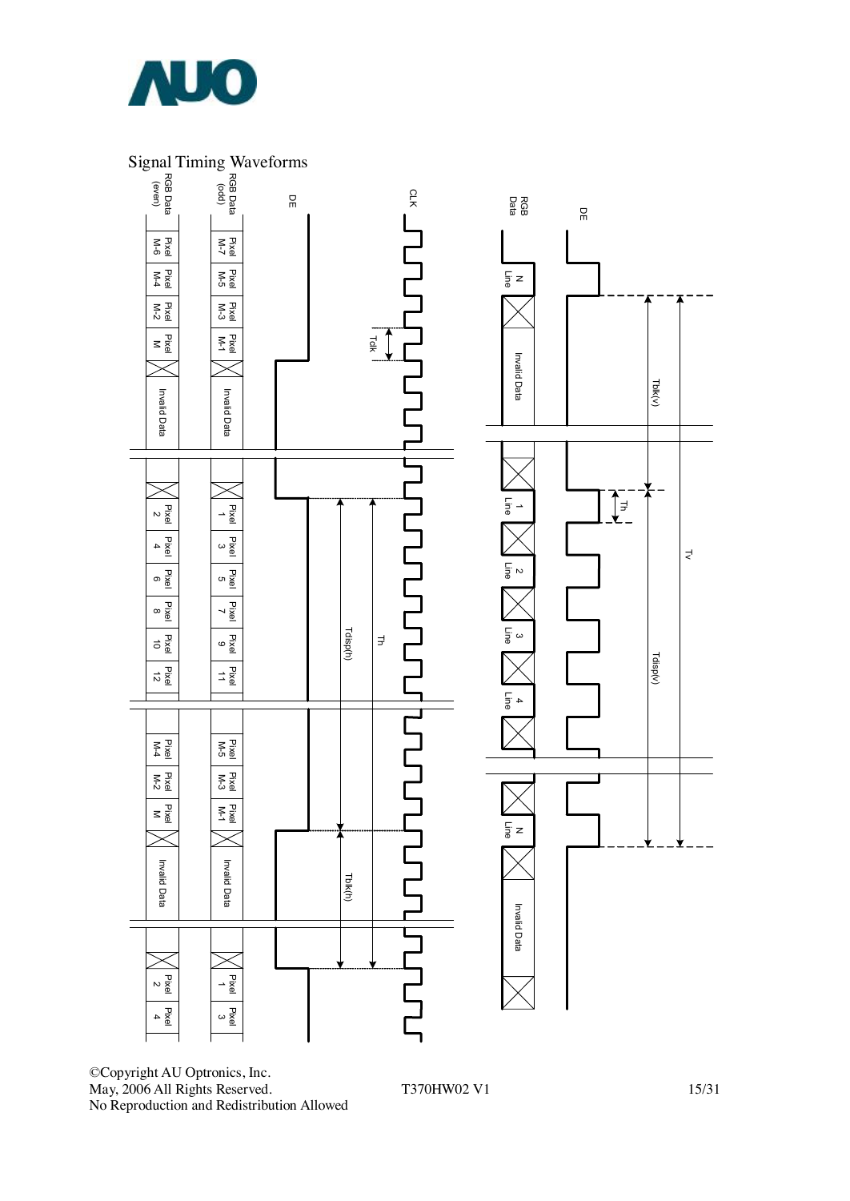Signal Timing Waveforms

RGB Data (even) | Pixel M-6 | Pixel M-4 | Pixel M-2 | Pixel M | Invalid Data | Pixel 2 | Pixel 4 | Pixel 6 | Pixel 8 | Pixel 10 | Pixel 12 | Pixel M-4 | Pixel M-2 | Pixel M | Invalid Data | Pixel 2 | Pixel 4

RGB Data (odd) | Pixel M-7 | Pixel M-5 | Pixel M-3 | Pixel M-1 | Invalid Data | Pixel 1 | Pixel 3 | Pixel 5 | Pixel 7 | Pixel 9 | Pixel 11 | Pixel M-5 | Pixel M-3 | Pixel M-1 | Invalid Data | Pixel 1 | Pixel 3

DE

CLK

Tclk

Tdisp(h)

Th

Tblk(h)

RGB Data | N Line | Invalid Data | 1 Line | 2 Line | 3 Line | 4 Line | N Line | Invalid Data

DE

Tblk(v)

Th

Tv

Tdisp(v)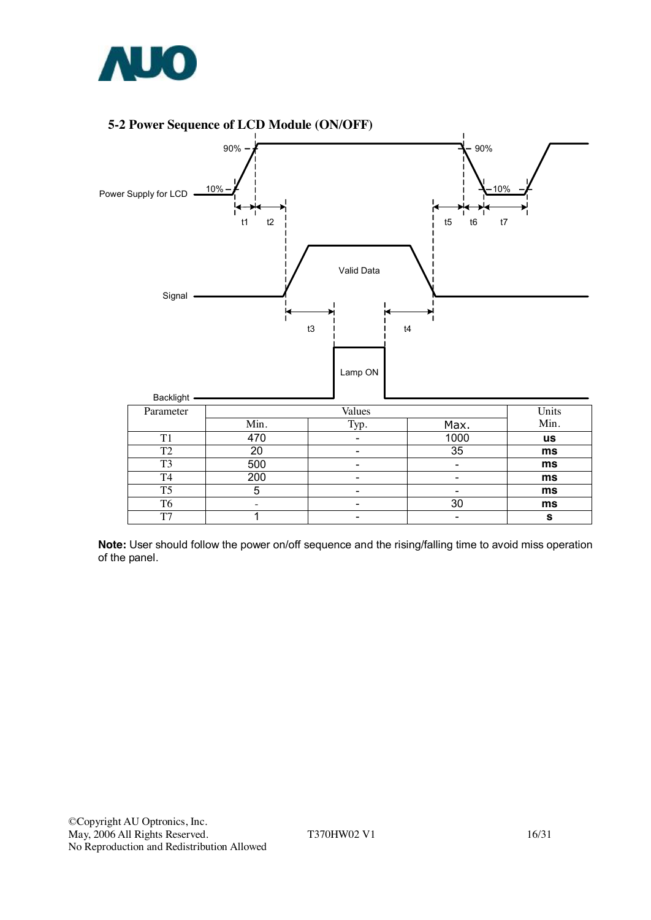## 5-2 Power Sequence of LCD Module (ON/OFF)

Power Supply for LCD

90%

10%

t1 t2 t5 t6 t7

Signal

Valid Data

t3 t4

Backlight

Lamp ON

| Parameter | Values | | | Units |
|---|---|---|---|---|
| | Min. | Typ. | Max. | Min. |
| T1 | 470 | - | 1000 | us |
| T2 | 20 | - | 35 | ms |
| T3 | 500 | - | - | ms |
| T4 | 200 | - | - | ms |
| T5 | 5 | - | - | ms |
| T6 | - | - | 30 | ms |
| T7 | 1 | - | - | s |

**Note:** User should follow the power on/off sequence and the rising/falling time to avoid miss operation of the panel.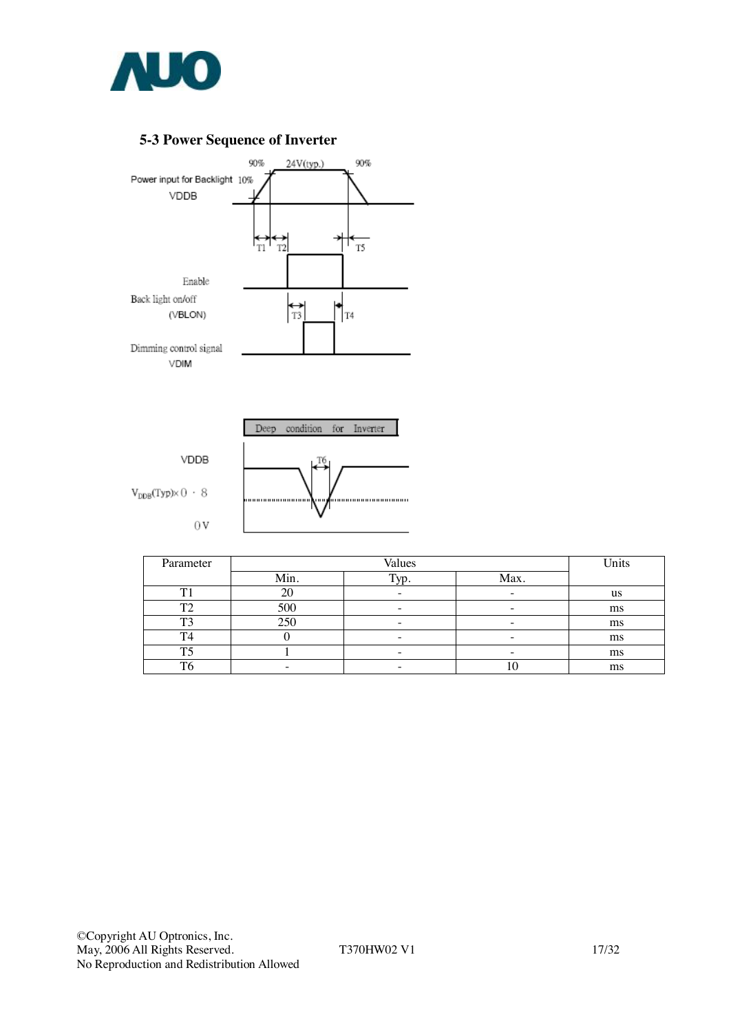## 5-3 Power Sequence of Inverter

Power input for Backlight VDDB

Enable Back light on/off (VBLON)

Dimming control signal VDIM

Deep condition for Inverter

VDDB

$V_{DDB}$(Typ)× 0 . 8

0 V

| Parameter | Values | | | Units |
|---|---|---|---|---|
| | Min. | Typ. | Max. | |
| T1 | 20 | - | - | us |
| T2 | 500 | - | - | ms |
| T3 | 250 | - | - | ms |
| T4 | 0 | - | - | ms |
| T5 | 1 | - | - | ms |
| T6 | - | - | 10 | ms |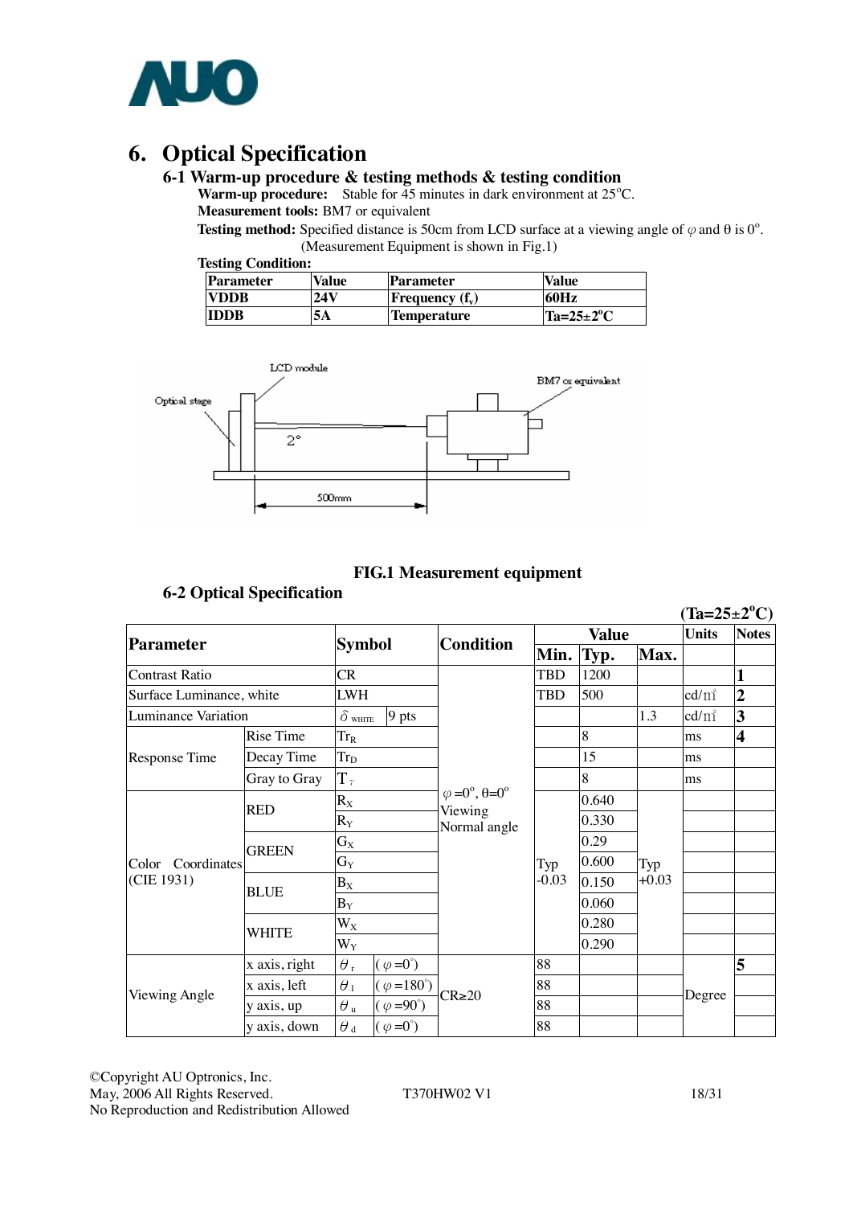# 6. Optical Specification

## 6-1 Warm-up procedure & testing methods & testing condition

**Warm-up procedure:** Stable for 45 minutes in dark environment at 25°C.

**Measurement tools:** BM7 or equivalent

**Testing method:** Specified distance is 50cm from LCD surface at a viewing angle of φ and θ is 0°. (Measurement Equipment is shown in Fig.1)

**Testing Condition:**

| Parameter | Value | Parameter | Value |
|---|---|---|---|
| VDDB | 24V | Frequency ($f_v$) | 60Hz |
| IDDB | 5A | Temperature | Ta=25±2°C |

**FIG.1 Measurement equipment**

## 6-2 Optical Specification

(Ta=25±2°C)

| Parameter | | Symbol | | Condition | Value Min. | Value Typ. | Value Max. | Units | Notes |
|---|---|---|---|---|---|---|---|---|---|
| Contrast Ratio | | CR | | φ=0°, θ=0° Viewing Normal angle | TBD | 1200 | | | 1 |
| Surface Luminance, white | | LWH | | | TBD | 500 | | cd/㎡ | 2 |
| Luminance Variation | | $\delta_{WHITE}$ | 9 pts | | | | 1.3 | cd/㎡ | 3 |
| Response Time | Rise Time | $Tr_R$ | | | | 8 | | ms | 4 |
| | Decay Time | $Tr_D$ | | | | 15 | | ms | |
| | Gray to Gray | $T_\gamma$ | | | | 8 | | ms | |
| Color Coordinates (CIE 1931) | RED | $R_X$ | | | Typ -0.03 | 0.640 | Typ +0.03 | | |
| | | $R_Y$ | | | | 0.330 | | | |
| | GREEN | $G_X$ | | | | 0.29 | | | |
| | | $G_Y$ | | | | 0.600 | | | |
| | BLUE | $B_X$ | | | | 0.150 | | | |
| | | $B_Y$ | | | | 0.060 | | | |
| | WHITE | $W_X$ | | | | 0.280 | | | |
| | | $W_Y$ | | | | 0.290 | | | |
| Viewing Angle | x axis, right | $\theta_r$ | (φ=0°) | CR≥20 | 88 | | | Degree | 5 |
| | x axis, left | $\theta_l$ | (φ=180°) | | 88 | | | | |
| | y axis, up | $\theta_u$ | (φ=90°) | | 88 | | | | |
| | y axis, down | $\theta_d$ | (φ=0°) | | 88 | | | | |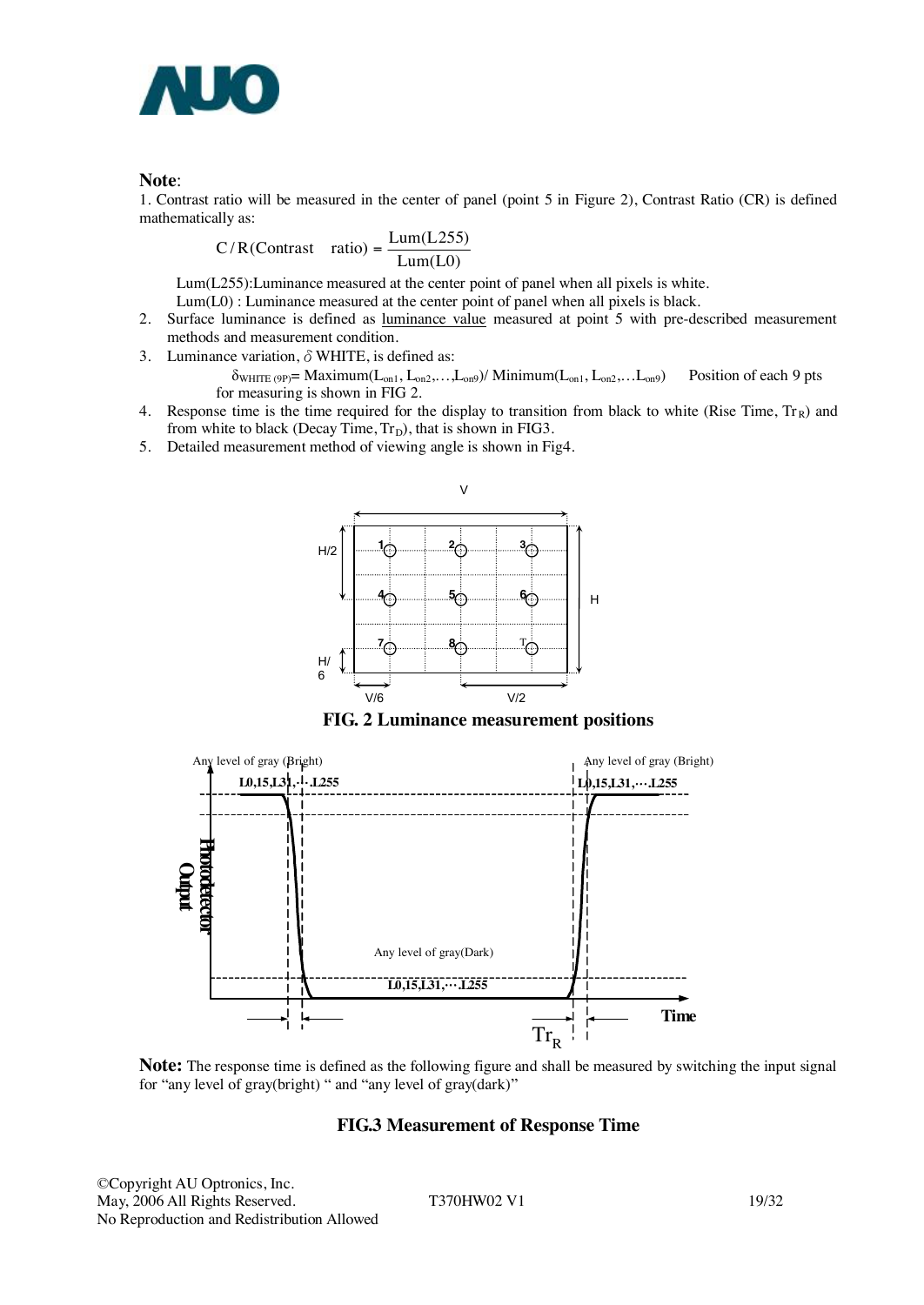**Note**:

1. Contrast ratio will be measured in the center of panel (point 5 in Figure 2), Contrast Ratio (CR) is defined mathematically as:

$$C/R(\text{Contrast ratio}) = \frac{Lum(L255)}{Lum(L0)}$$

Lum(L255):Luminance measured at the center point of panel when all pixels is white.
Lum(L0) : Luminance measured at the center point of panel when all pixels is black.

2. Surface luminance is defined as luminance value measured at point 5 with pre-described measurement methods and measurement condition.
3. Luminance variation, $\delta$ WHITE, is defined as:

   $\delta_{WHITE\,(9P)}$= Maximum($L_{on1}$, $L_{on2}$,…,$L_{on9}$)/ Minimum($L_{on1}$, $L_{on2}$,…$L_{on9}$)   Position of each 9 pts for measuring is shown in FIG 2.
4. Response time is the time required for the display to transition from black to white (Rise Time, $Tr_R$) and from white to black (Decay Time, $Tr_D$), that is shown in FIG3.
5. Detailed measurement method of viewing angle is shown in Fig4.

**FIG. 2 Luminance measurement positions**

**Note:** The response time is defined as the following figure and shall be measured by switching the input signal for "any level of gray(bright) " and "any level of gray(dark)"

**FIG.3 Measurement of Response Time**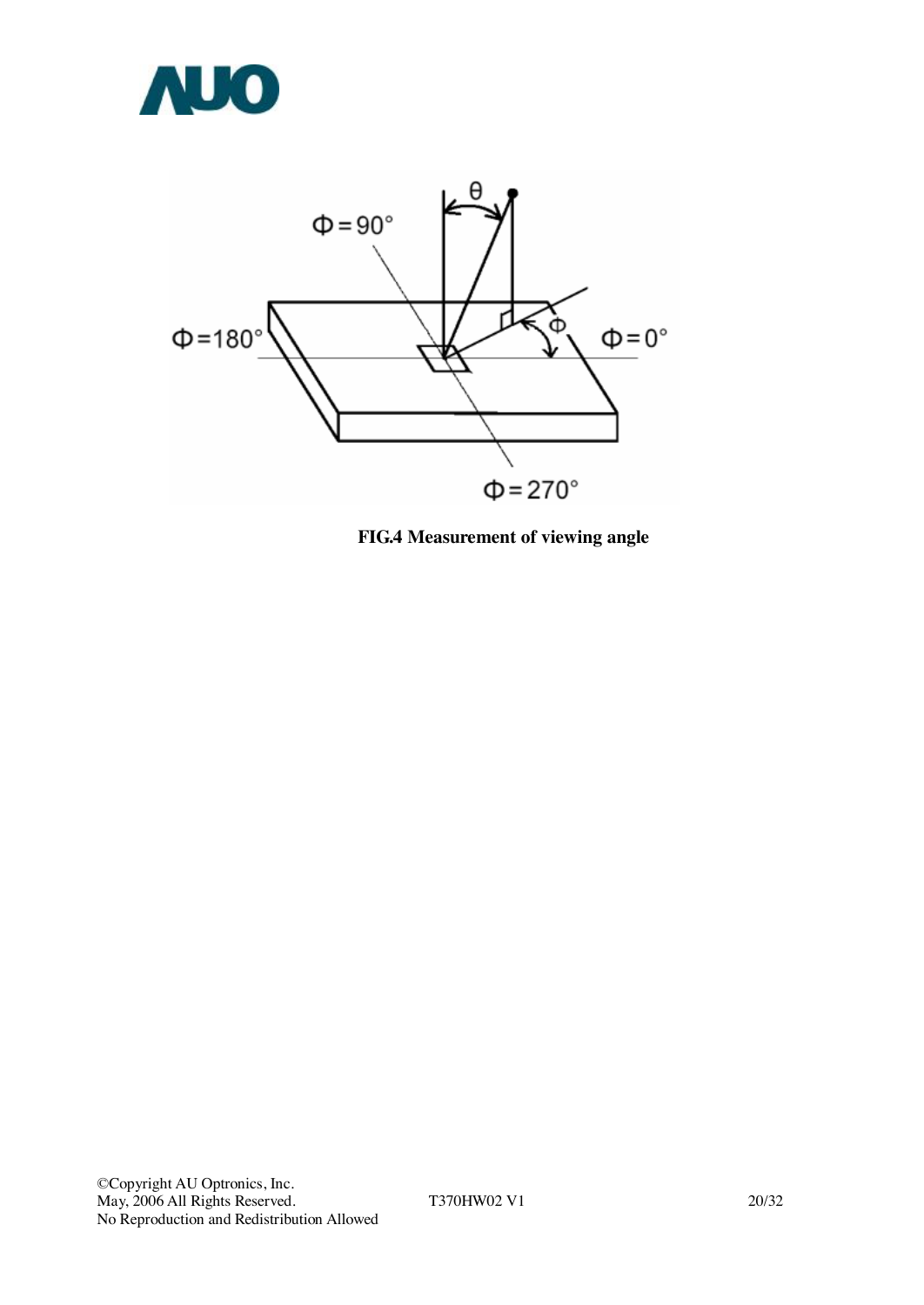**FIG.4 Measurement of viewing angle**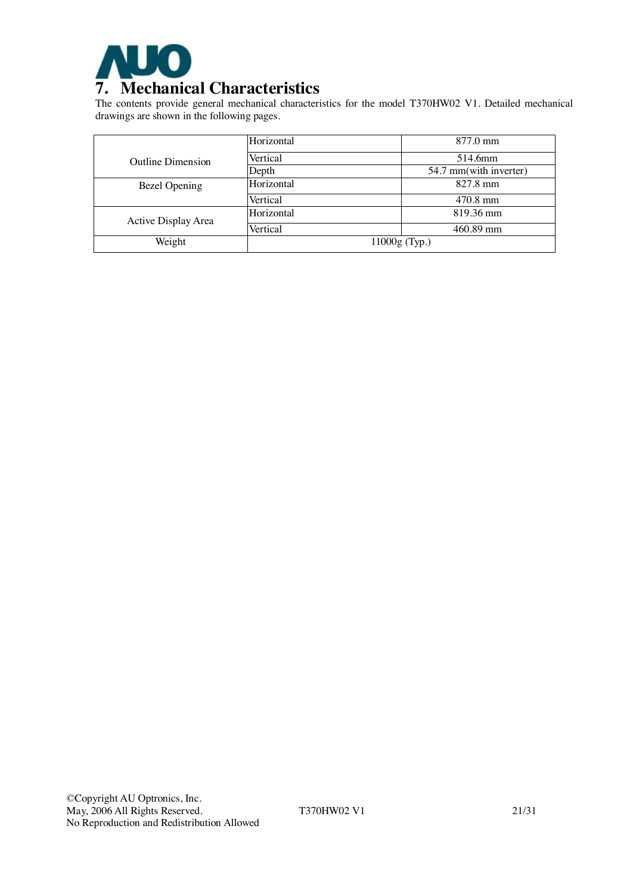# 7. Mechanical Characteristics

The contents provide general mechanical characteristics for the model T370HW02 V1. Detailed mechanical drawings are shown in the following pages.

| | | |
|---|---|---|
| Outline Dimension | Horizontal | 877.0 mm |
| | Vertical | 514.6mm |
| | Depth | 54.7 mm(with inverter) |
| Bezel Opening | Horizontal | 827.8 mm |
| | Vertical | 470.8 mm |
| Active Display Area | Horizontal | 819.36 mm |
| | Vertical | 460.89 mm |
| Weight | 11000g (Typ.) | |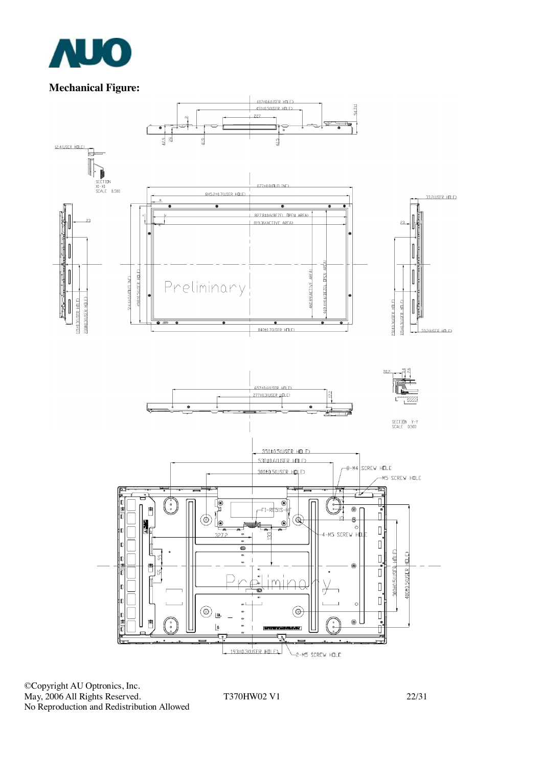**Mechanical Figure:**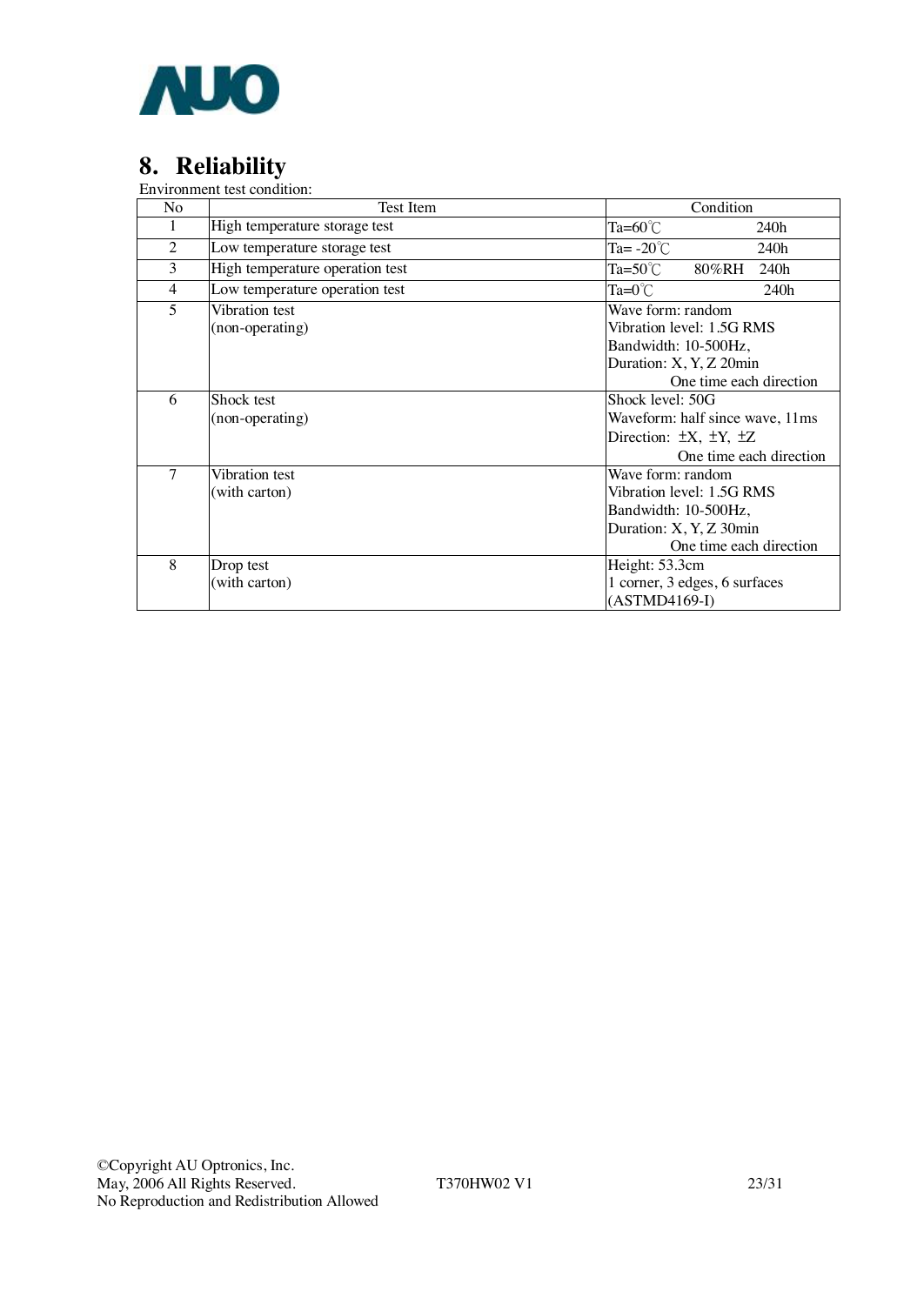## 8. Reliability

Environment test condition:

| No | Test Item | Condition |
|---|---|---|
| 1 | High temperature storage test | Ta=60℃ 240h |
| 2 | Low temperature storage test | Ta= -20℃ 240h |
| 3 | High temperature operation test | Ta=50℃ 80%RH 240h |
| 4 | Low temperature operation test | Ta=0℃ 240h |
| 5 | Vibration test (non-operating) | Wave form: random<br>Vibration level: 1.5G RMS<br>Bandwidth: 10-500Hz,<br>Duration: X, Y, Z 20min<br>One time each direction |
| 6 | Shock test (non-operating) | Shock level: 50G<br>Waveform: half since wave, 11ms<br>Direction: ±X, ±Y, ±Z<br>One time each direction |
| 7 | Vibration test (with carton) | Wave form: random<br>Vibration level: 1.5G RMS<br>Bandwidth: 10-500Hz,<br>Duration: X, Y, Z 30min<br>One time each direction |
| 8 | Drop test (with carton) | Height: 53.3cm<br>1 corner, 3 edges, 6 surfaces<br>(ASTMD4169-I) |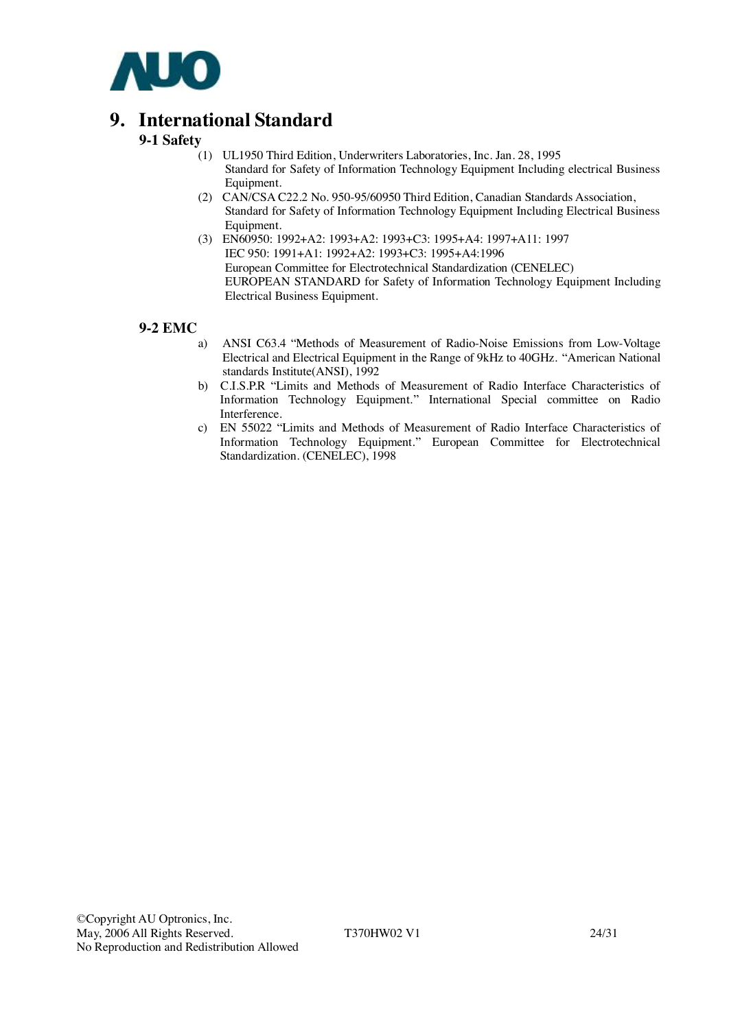# 9. International Standard

## 9-1 Safety

(1) UL1950 Third Edition, Underwriters Laboratories, Inc. Jan. 28, 1995
Standard for Safety of Information Technology Equipment Including electrical Business Equipment.

(2) CAN/CSA C22.2 No. 950-95/60950 Third Edition, Canadian Standards Association,
Standard for Safety of Information Technology Equipment Including Electrical Business Equipment.

(3) EN60950: 1992+A2: 1993+A2: 1993+C3: 1995+A4: 1997+A11: 1997
IEC 950: 1991+A1: 1992+A2: 1993+C3: 1995+A4:1996
European Committee for Electrotechnical Standardization (CENELEC)
EUROPEAN STANDARD for Safety of Information Technology Equipment Including Electrical Business Equipment.

## 9-2 EMC

a) ANSI C63.4 "Methods of Measurement of Radio-Noise Emissions from Low-Voltage Electrical and Electrical Equipment in the Range of 9kHz to 40GHz. "American National standards Institute(ANSI), 1992

b) C.I.S.P.R "Limits and Methods of Measurement of Radio Interface Characteristics of Information Technology Equipment." International Special committee on Radio Interference.

c) EN 55022 "Limits and Methods of Measurement of Radio Interface Characteristics of Information Technology Equipment." European Committee for Electrotechnical Standardization. (CENELEC), 1998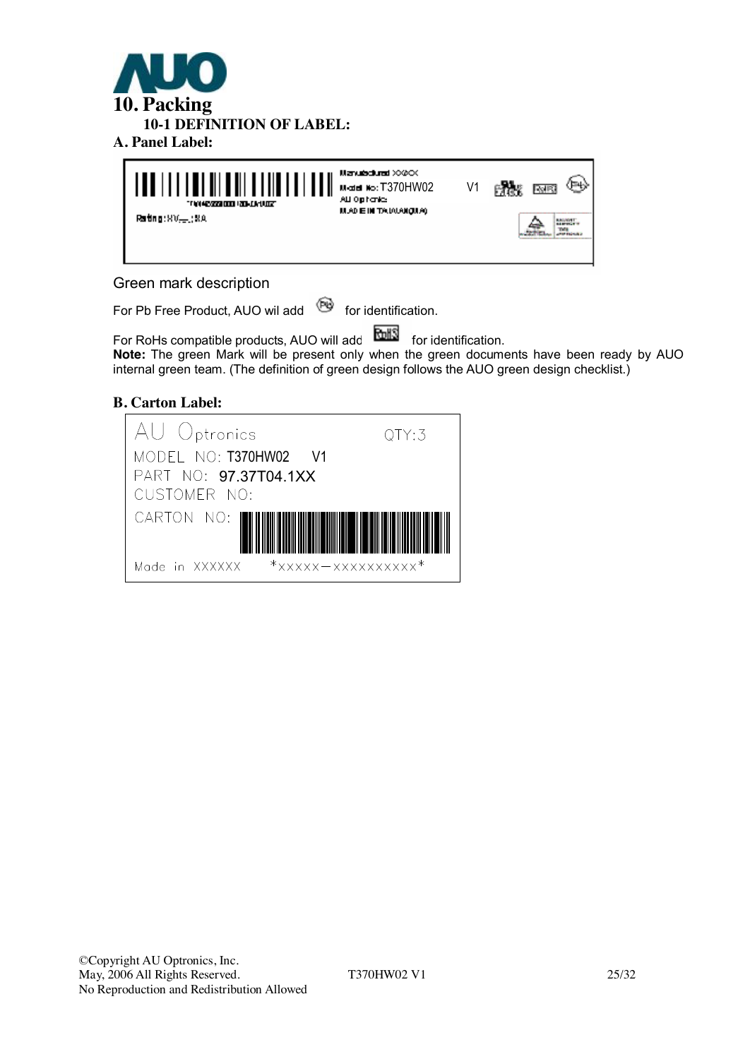# 10. Packing

## 10-1 DEFINITION OF LABEL:

### A. Panel Label:

Manufactured XXXX
Model No: T370HW02 V1
AU Optronics
MADE IN TAIWAN(MJA)
Rating: XV___; XA

Green mark description

For Pb Free Product, AUO wil add [Pb] for identification.

For RoHs compatible products, AUO will add [RoHS] for identification.

**Note:** The green Mark will be present only when the green documents have been ready by AUO internal green team. (The definition of green design follows the AUO green design checklist.)

### B. Carton Label:

AU Optronics QTY:3
MODEL NO: T370HW02 V1
PART NO: 97.37T04.1XX
CUSTOMER NO:
CARTON NO:
Made in XXXXXX *XXXXX-XXXXXXXXXX*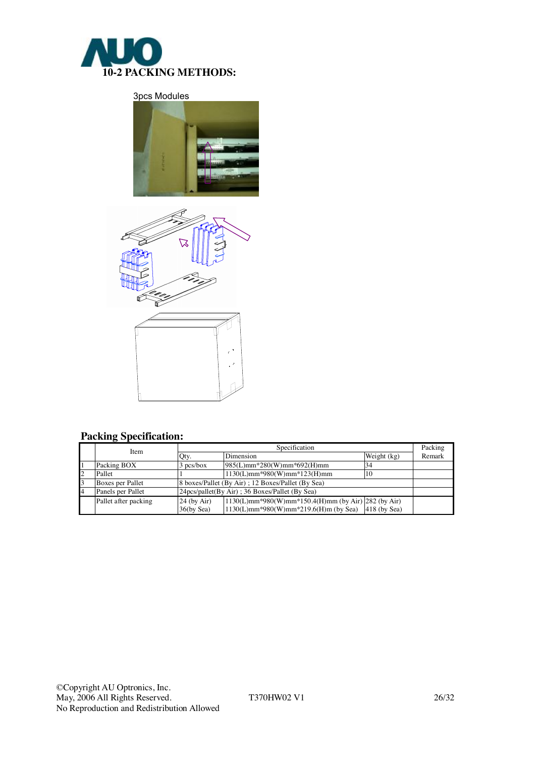## 10-2 PACKING METHODS:

3pcs Modules

### Packing Specification:

| | Item | Specification | | | Packing Remark |
|---|---|---|---|---|---|
| | | Qty. | Dimension | Weight (kg) | |
| 1 | Packing BOX | 3 pcs/box | 985(L)mm*280(W)mm*692(H)mm | 34 | |
| 2 | Pallet | 1 | 1130(L)mm*980(W)mm*123(H)mm | 10 | |
| 3 | Boxes per Pallet | 8 boxes/Pallet (By Air) ; 12 Boxes/Pallet (By Sea) | | | |
| 4 | Panels per Pallet | 24pcs/pallet(By Air) ; 36 Boxes/Pallet (By Sea) | | | |
| | Pallet after packing | 24 (by Air)<br>36(by Sea) | 1130(L)mm*980(W)mm*150.4(H)mm (by Air)<br>1130(L)mm*980(W)mm*219.6(H)m (by Sea) | 282 (by Air)<br>418 (by Sea) | |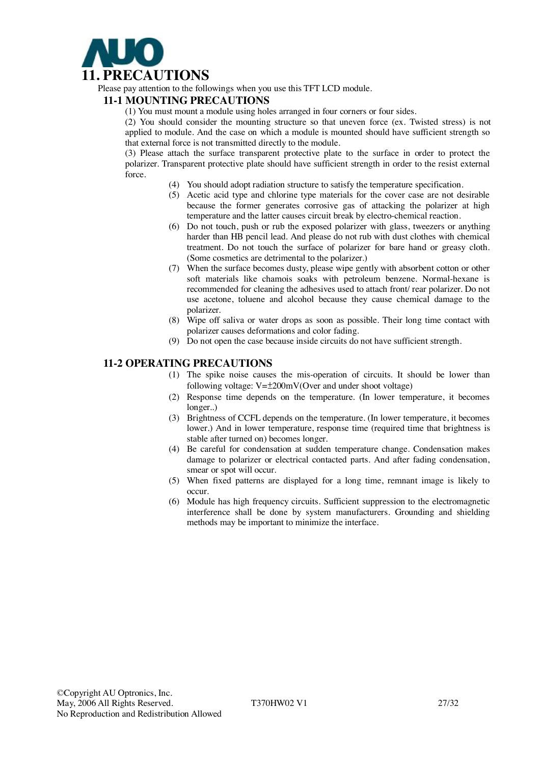# 11. PRECAUTIONS

Please pay attention to the followings when you use this TFT LCD module.

## 11-1 MOUNTING PRECAUTIONS

(1) You must mount a module using holes arranged in four corners or four sides.

(2) You should consider the mounting structure so that uneven force (ex. Twisted stress) is not applied to module. And the case on which a module is mounted should have sufficient strength so that external force is not transmitted directly to the module.

(3) Please attach the surface transparent protective plate to the surface in order to protect the polarizer. Transparent protective plate should have sufficient strength in order to the resist external force.

(4) You should adopt radiation structure to satisfy the temperature specification.

(5) Acetic acid type and chlorine type materials for the cover case are not desirable because the former generates corrosive gas of attacking the polarizer at high temperature and the latter causes circuit break by electro-chemical reaction.

(6) Do not touch, push or rub the exposed polarizer with glass, tweezers or anything harder than HB pencil lead. And please do not rub with dust clothes with chemical treatment. Do not touch the surface of polarizer for bare hand or greasy cloth. (Some cosmetics are detrimental to the polarizer.)

(7) When the surface becomes dusty, please wipe gently with absorbent cotton or other soft materials like chamois soaks with petroleum benzene. Normal-hexane is recommended for cleaning the adhesives used to attach front/ rear polarizer. Do not use acetone, toluene and alcohol because they cause chemical damage to the polarizer.

(8) Wipe off saliva or water drops as soon as possible. Their long time contact with polarizer causes deformations and color fading.

(9) Do not open the case because inside circuits do not have sufficient strength.

## 11-2 OPERATING PRECAUTIONS

(1) The spike noise causes the mis-operation of circuits. It should be lower than following voltage: V=±200mV(Over and under shoot voltage)

(2) Response time depends on the temperature. (In lower temperature, it becomes longer..)

(3) Brightness of CCFL depends on the temperature. (In lower temperature, it becomes lower.) And in lower temperature, response time (required time that brightness is stable after turned on) becomes longer.

(4) Be careful for condensation at sudden temperature change. Condensation makes damage to polarizer or electrical contacted parts. And after fading condensation, smear or spot will occur.

(5) When fixed patterns are displayed for a long time, remnant image is likely to occur.

(6) Module has high frequency circuits. Sufficient suppression to the electromagnetic interference shall be done by system manufacturers. Grounding and shielding methods may be important to minimize the interface.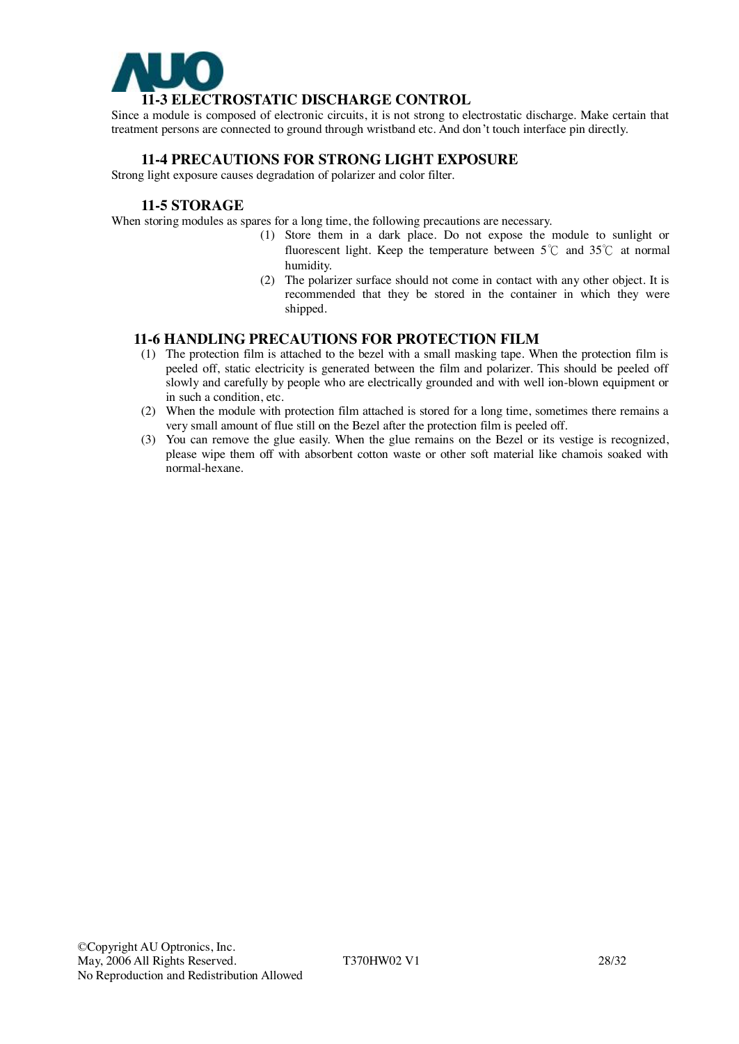### 11-3 ELECTROSTATIC DISCHARGE CONTROL

Since a module is composed of electronic circuits, it is not strong to electrostatic discharge. Make certain that treatment persons are connected to ground through wristband etc. And don't touch interface pin directly.

### 11-4 PRECAUTIONS FOR STRONG LIGHT EXPOSURE

Strong light exposure causes degradation of polarizer and color filter.

### 11-5 STORAGE

When storing modules as spares for a long time, the following precautions are necessary.

(1) Store them in a dark place. Do not expose the module to sunlight or fluorescent light. Keep the temperature between 5℃ and 35℃ at normal humidity.

(2) The polarizer surface should not come in contact with any other object. It is recommended that they be stored in the container in which they were shipped.

### 11-6 HANDLING PRECAUTIONS FOR PROTECTION FILM

(1) The protection film is attached to the bezel with a small masking tape. When the protection film is peeled off, static electricity is generated between the film and polarizer. This should be peeled off slowly and carefully by people who are electrically grounded and with well ion-blown equipment or in such a condition, etc.

(2) When the module with protection film attached is stored for a long time, sometimes there remains a very small amount of flue still on the Bezel after the protection film is peeled off.

(3) You can remove the glue easily. When the glue remains on the Bezel or its vestige is recognized, please wipe them off with absorbent cotton waste or other soft material like chamois soaked with normal-hexane.